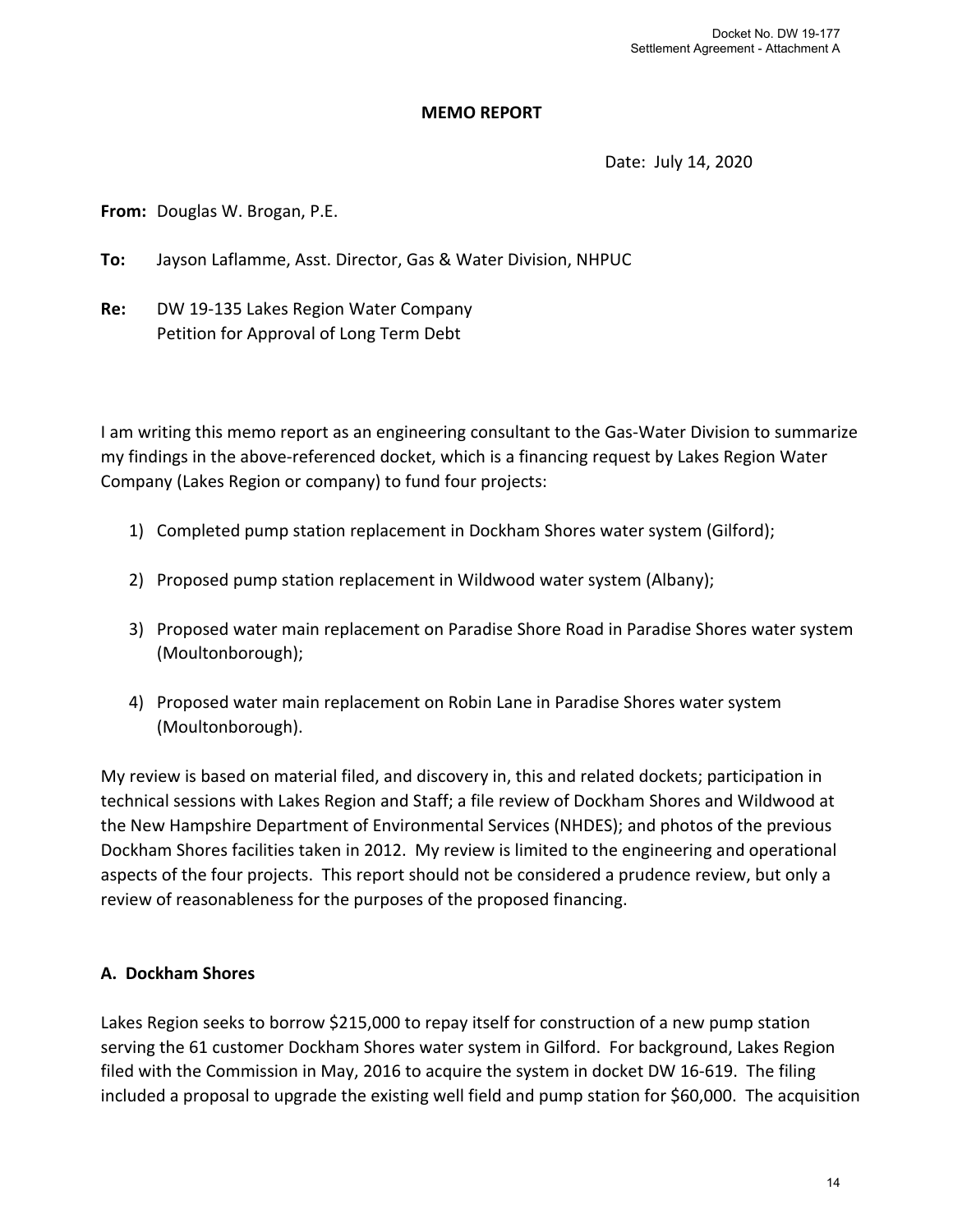## MEMO REPORT

Date: July 14, 2020

**From:** Douglas W. Brogan, P.E.

**To:** Jayson Laflamme, Asst. Director, Gas & Water Division, NHPUC

**Re:** DW 19-135 Lakes Region Water Company
Petition for Approval of Long Term Debt

I am writing this memo report as an engineering consultant to the Gas-Water Division to summarize my findings in the above-referenced docket, which is a financing request by Lakes Region Water Company (Lakes Region or company) to fund four projects:

1) Completed pump station replacement in Dockham Shores water system (Gilford);

2) Proposed pump station replacement in Wildwood water system (Albany);

3) Proposed water main replacement on Paradise Shore Road in Paradise Shores water system (Moultonborough);

4) Proposed water main replacement on Robin Lane in Paradise Shores water system (Moultonborough).

My review is based on material filed, and discovery in, this and related dockets; participation in technical sessions with Lakes Region and Staff; a file review of Dockham Shores and Wildwood at the New Hampshire Department of Environmental Services (NHDES); and photos of the previous Dockham Shores facilities taken in 2012. My review is limited to the engineering and operational aspects of the four projects. This report should not be considered a prudence review, but only a review of reasonableness for the purposes of the proposed financing.

### A. Dockham Shores

Lakes Region seeks to borrow $215,000 to repay itself for construction of a new pump station serving the 61 customer Dockham Shores water system in Gilford. For background, Lakes Region filed with the Commission in May, 2016 to acquire the system in docket DW 16-619. The filing included a proposal to upgrade the existing well field and pump station for $60,000. The acquisition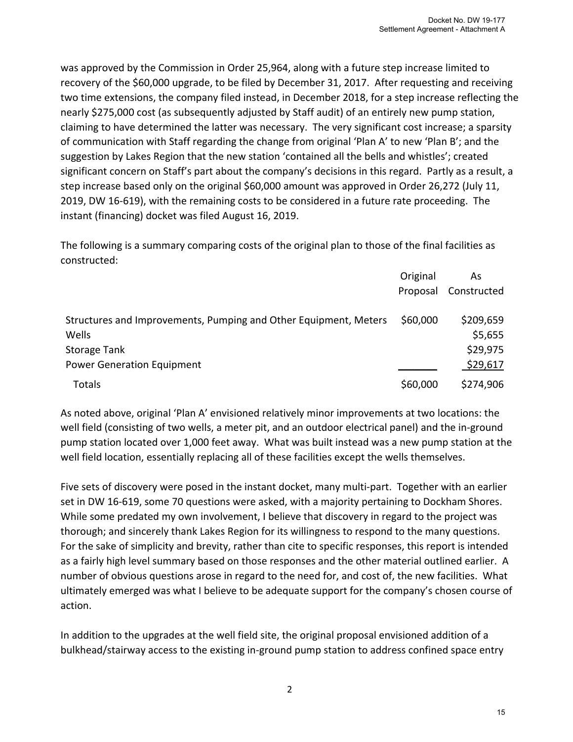was approved by the Commission in Order 25,964, along with a future step increase limited to recovery of the $60,000 upgrade, to be filed by December 31, 2017. After requesting and receiving two time extensions, the company filed instead, in December 2018, for a step increase reflecting the nearly $275,000 cost (as subsequently adjusted by Staff audit) of an entirely new pump station, claiming to have determined the latter was necessary. The very significant cost increase; a sparsity of communication with Staff regarding the change from original 'Plan A' to new 'Plan B'; and the suggestion by Lakes Region that the new station 'contained all the bells and whistles'; created significant concern on Staff's part about the company's decisions in this regard. Partly as a result, a step increase based only on the original $60,000 amount was approved in Order 26,272 (July 11, 2019, DW 16-619), with the remaining costs to be considered in a future rate proceeding. The instant (financing) docket was filed August 16, 2019.

The following is a summary comparing costs of the original plan to those of the final facilities as constructed:

| | Original Proposal | As Constructed |
|---|---|---|
| Structures and Improvements, Pumping and Other Equipment, Meters | $60,000 | $209,659 |
| Wells | | $5,655 |
| Storage Tank | | $29,975 |
| Power Generation Equipment | | $29,617 |
| Totals | $60,000 | $274,906 |

As noted above, original 'Plan A' envisioned relatively minor improvements at two locations: the well field (consisting of two wells, a meter pit, and an outdoor electrical panel) and the in-ground pump station located over 1,000 feet away. What was built instead was a new pump station at the well field location, essentially replacing all of these facilities except the wells themselves.

Five sets of discovery were posed in the instant docket, many multi-part. Together with an earlier set in DW 16-619, some 70 questions were asked, with a majority pertaining to Dockham Shores. While some predated my own involvement, I believe that discovery in regard to the project was thorough; and sincerely thank Lakes Region for its willingness to respond to the many questions. For the sake of simplicity and brevity, rather than cite to specific responses, this report is intended as a fairly high level summary based on those responses and the other material outlined earlier. A number of obvious questions arose in regard to the need for, and cost of, the new facilities. What ultimately emerged was what I believe to be adequate support for the company's chosen course of action.

In addition to the upgrades at the well field site, the original proposal envisioned addition of a bulkhead/stairway access to the existing in-ground pump station to address confined space entry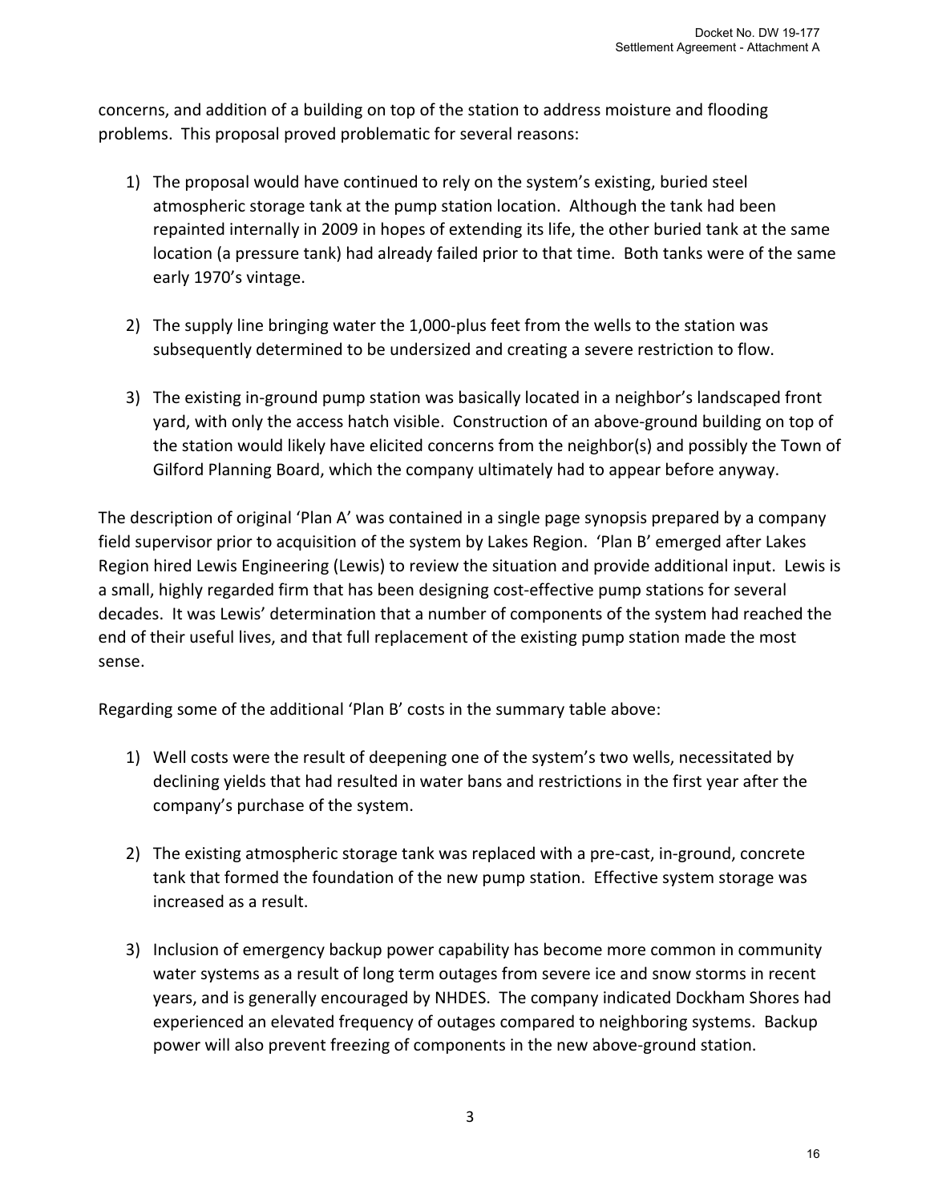concerns, and addition of a building on top of the station to address moisture and flooding problems. This proposal proved problematic for several reasons:

1) The proposal would have continued to rely on the system's existing, buried steel atmospheric storage tank at the pump station location. Although the tank had been repainted internally in 2009 in hopes of extending its life, the other buried tank at the same location (a pressure tank) had already failed prior to that time. Both tanks were of the same early 1970's vintage.

2) The supply line bringing water the 1,000-plus feet from the wells to the station was subsequently determined to be undersized and creating a severe restriction to flow.

3) The existing in-ground pump station was basically located in a neighbor's landscaped front yard, with only the access hatch visible. Construction of an above-ground building on top of the station would likely have elicited concerns from the neighbor(s) and possibly the Town of Gilford Planning Board, which the company ultimately had to appear before anyway.

The description of original 'Plan A' was contained in a single page synopsis prepared by a company field supervisor prior to acquisition of the system by Lakes Region. 'Plan B' emerged after Lakes Region hired Lewis Engineering (Lewis) to review the situation and provide additional input. Lewis is a small, highly regarded firm that has been designing cost-effective pump stations for several decades. It was Lewis' determination that a number of components of the system had reached the end of their useful lives, and that full replacement of the existing pump station made the most sense.

Regarding some of the additional 'Plan B' costs in the summary table above:

1) Well costs were the result of deepening one of the system's two wells, necessitated by declining yields that had resulted in water bans and restrictions in the first year after the company's purchase of the system.

2) The existing atmospheric storage tank was replaced with a pre-cast, in-ground, concrete tank that formed the foundation of the new pump station. Effective system storage was increased as a result.

3) Inclusion of emergency backup power capability has become more common in community water systems as a result of long term outages from severe ice and snow storms in recent years, and is generally encouraged by NHDES. The company indicated Dockham Shores had experienced an elevated frequency of outages compared to neighboring systems. Backup power will also prevent freezing of components in the new above-ground station.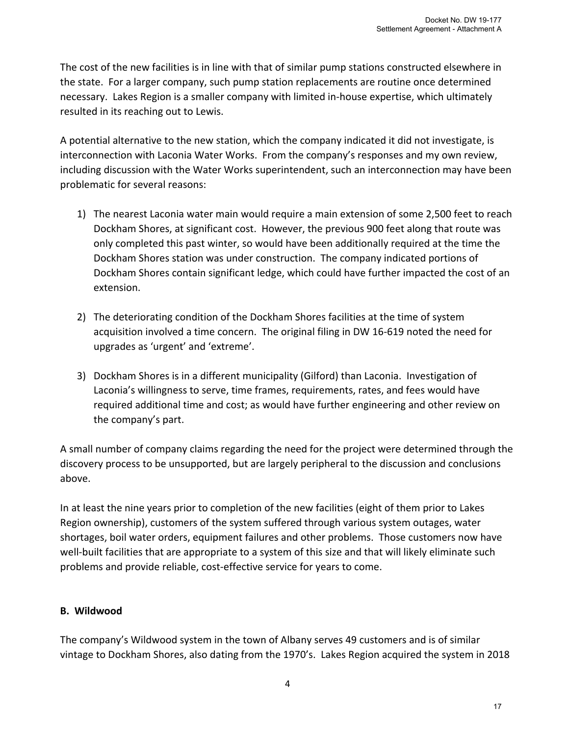The cost of the new facilities is in line with that of similar pump stations constructed elsewhere in the state. For a larger company, such pump station replacements are routine once determined necessary. Lakes Region is a smaller company with limited in-house expertise, which ultimately resulted in its reaching out to Lewis.

A potential alternative to the new station, which the company indicated it did not investigate, is interconnection with Laconia Water Works. From the company's responses and my own review, including discussion with the Water Works superintendent, such an interconnection may have been problematic for several reasons:

1) The nearest Laconia water main would require a main extension of some 2,500 feet to reach Dockham Shores, at significant cost. However, the previous 900 feet along that route was only completed this past winter, so would have been additionally required at the time the Dockham Shores station was under construction. The company indicated portions of Dockham Shores contain significant ledge, which could have further impacted the cost of an extension.

2) The deteriorating condition of the Dockham Shores facilities at the time of system acquisition involved a time concern. The original filing in DW 16-619 noted the need for upgrades as 'urgent' and 'extreme'.

3) Dockham Shores is in a different municipality (Gilford) than Laconia. Investigation of Laconia's willingness to serve, time frames, requirements, rates, and fees would have required additional time and cost; as would have further engineering and other review on the company's part.

A small number of company claims regarding the need for the project were determined through the discovery process to be unsupported, but are largely peripheral to the discussion and conclusions above.

In at least the nine years prior to completion of the new facilities (eight of them prior to Lakes Region ownership), customers of the system suffered through various system outages, water shortages, boil water orders, equipment failures and other problems. Those customers now have well-built facilities that are appropriate to a system of this size and that will likely eliminate such problems and provide reliable, cost-effective service for years to come.

**B. Wildwood**

The company's Wildwood system in the town of Albany serves 49 customers and is of similar vintage to Dockham Shores, also dating from the 1970's. Lakes Region acquired the system in 2018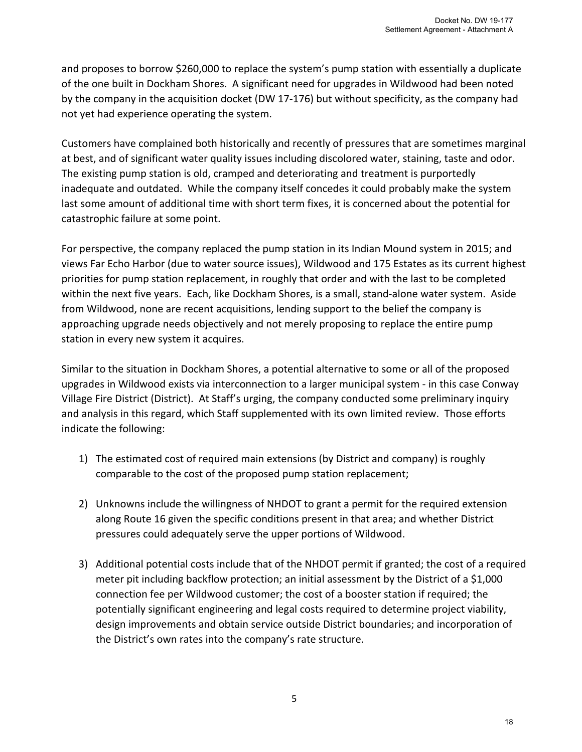and proposes to borrow $260,000 to replace the system's pump station with essentially a duplicate of the one built in Dockham Shores. A significant need for upgrades in Wildwood had been noted by the company in the acquisition docket (DW 17-176) but without specificity, as the company had not yet had experience operating the system.

Customers have complained both historically and recently of pressures that are sometimes marginal at best, and of significant water quality issues including discolored water, staining, taste and odor. The existing pump station is old, cramped and deteriorating and treatment is purportedly inadequate and outdated. While the company itself concedes it could probably make the system last some amount of additional time with short term fixes, it is concerned about the potential for catastrophic failure at some point.

For perspective, the company replaced the pump station in its Indian Mound system in 2015; and views Far Echo Harbor (due to water source issues), Wildwood and 175 Estates as its current highest priorities for pump station replacement, in roughly that order and with the last to be completed within the next five years. Each, like Dockham Shores, is a small, stand-alone water system. Aside from Wildwood, none are recent acquisitions, lending support to the belief the company is approaching upgrade needs objectively and not merely proposing to replace the entire pump station in every new system it acquires.

Similar to the situation in Dockham Shores, a potential alternative to some or all of the proposed upgrades in Wildwood exists via interconnection to a larger municipal system - in this case Conway Village Fire District (District). At Staff's urging, the company conducted some preliminary inquiry and analysis in this regard, which Staff supplemented with its own limited review. Those efforts indicate the following:

1) The estimated cost of required main extensions (by District and company) is roughly comparable to the cost of the proposed pump station replacement;

2) Unknowns include the willingness of NHDOT to grant a permit for the required extension along Route 16 given the specific conditions present in that area; and whether District pressures could adequately serve the upper portions of Wildwood.

3) Additional potential costs include that of the NHDOT permit if granted; the cost of a required meter pit including backflow protection; an initial assessment by the District of a $1,000 connection fee per Wildwood customer; the cost of a booster station if required; the potentially significant engineering and legal costs required to determine project viability, design improvements and obtain service outside District boundaries; and incorporation of the District's own rates into the company's rate structure.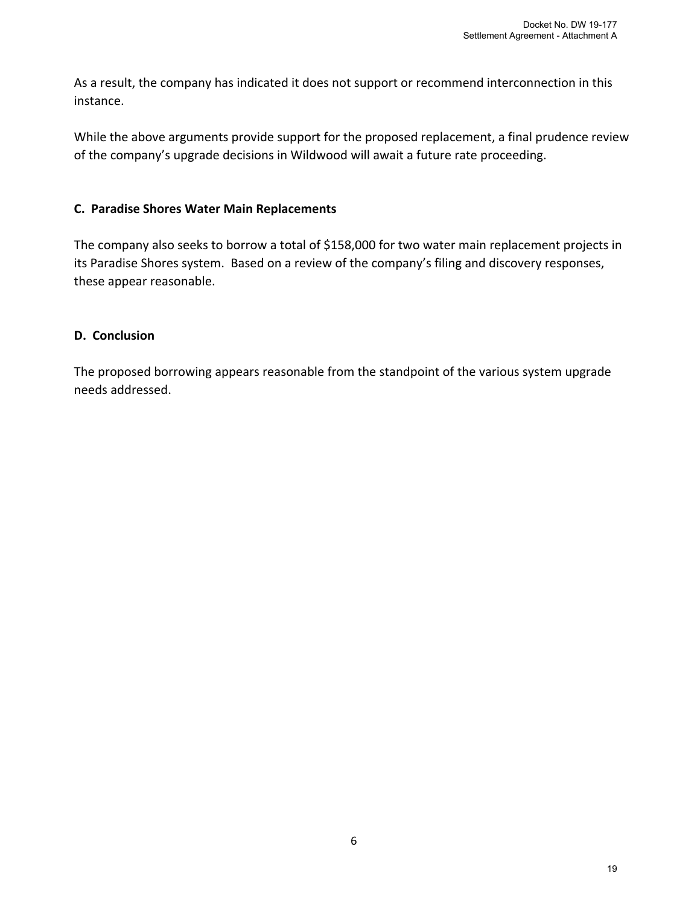As a result, the company has indicated it does not support or recommend interconnection in this instance.

While the above arguments provide support for the proposed replacement, a final prudence review of the company's upgrade decisions in Wildwood will await a future rate proceeding.

### C. Paradise Shores Water Main Replacements

The company also seeks to borrow a total of $158,000 for two water main replacement projects in its Paradise Shores system. Based on a review of the company's filing and discovery responses, these appear reasonable.

### D. Conclusion

The proposed borrowing appears reasonable from the standpoint of the various system upgrade needs addressed.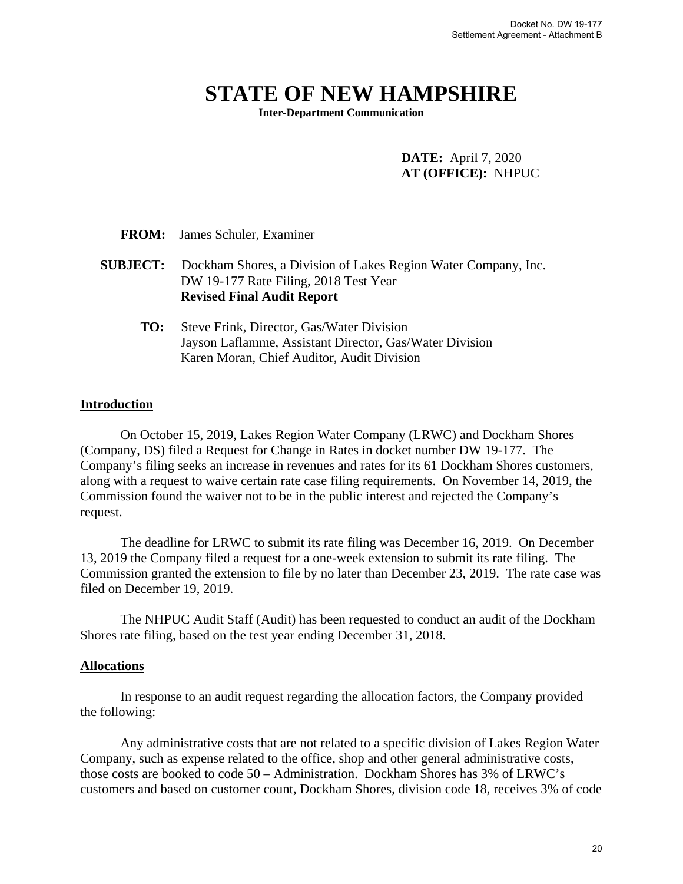# STATE OF NEW HAMPSHIRE

**Inter-Department Communication**

**DATE:** April 7, 2020
**AT (OFFICE):** NHPUC

**FROM:** James Schuler, Examiner

**SUBJECT:** Dockham Shores, a Division of Lakes Region Water Company, Inc.
DW 19-177 Rate Filing, 2018 Test Year
**Revised Final Audit Report**

**TO:** Steve Frink, Director, Gas/Water Division
Jayson Laflamme, Assistant Director, Gas/Water Division
Karen Moran, Chief Auditor, Audit Division

## Introduction

On October 15, 2019, Lakes Region Water Company (LRWC) and Dockham Shores (Company, DS) filed a Request for Change in Rates in docket number DW 19-177. The Company's filing seeks an increase in revenues and rates for its 61 Dockham Shores customers, along with a request to waive certain rate case filing requirements. On November 14, 2019, the Commission found the waiver not to be in the public interest and rejected the Company's request.

The deadline for LRWC to submit its rate filing was December 16, 2019. On December 13, 2019 the Company filed a request for a one-week extension to submit its rate filing. The Commission granted the extension to file by no later than December 23, 2019. The rate case was filed on December 19, 2019.

The NHPUC Audit Staff (Audit) has been requested to conduct an audit of the Dockham Shores rate filing, based on the test year ending December 31, 2018.

## Allocations

In response to an audit request regarding the allocation factors, the Company provided the following:

Any administrative costs that are not related to a specific division of Lakes Region Water Company, such as expense related to the office, shop and other general administrative costs, those costs are booked to code 50 – Administration. Dockham Shores has 3% of LRWC's customers and based on customer count, Dockham Shores, division code 18, receives 3% of code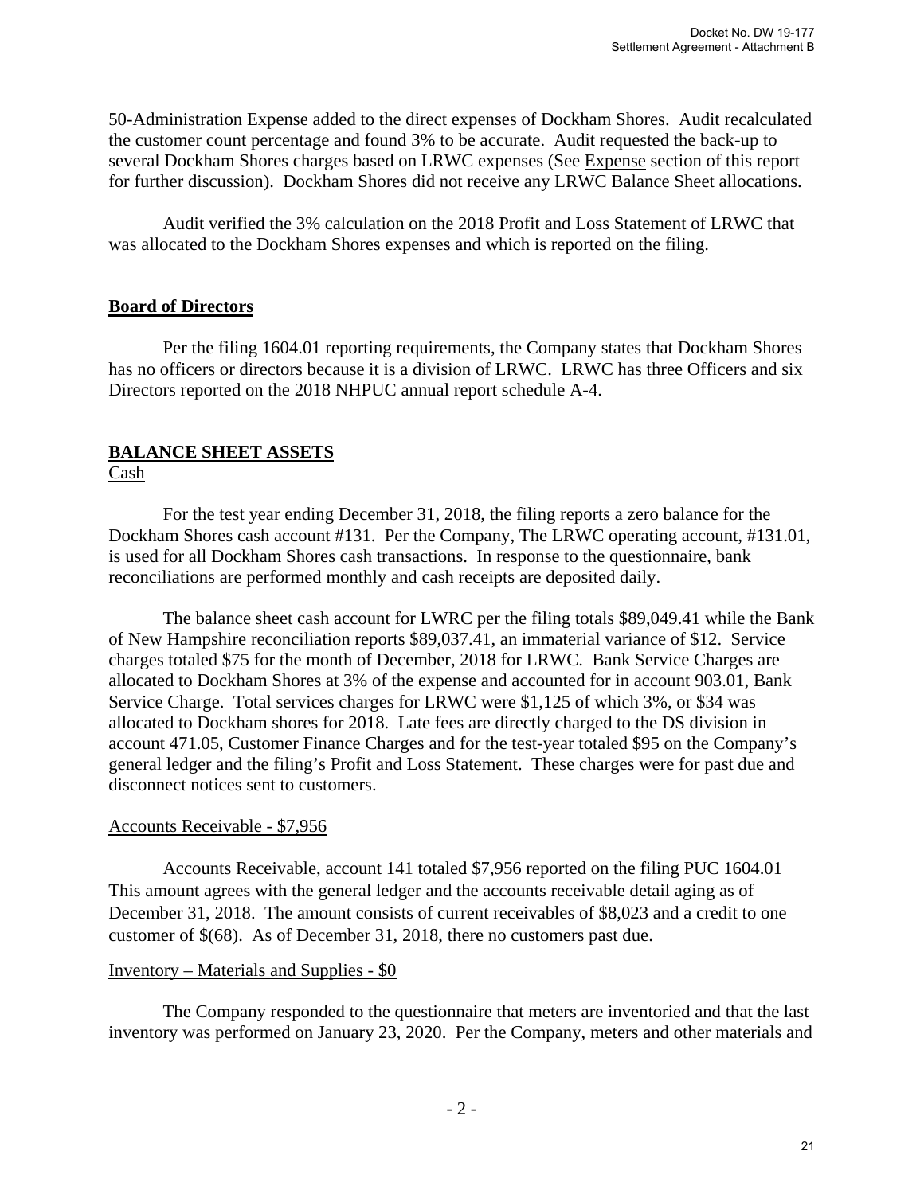50-Administration Expense added to the direct expenses of Dockham Shores. Audit recalculated the customer count percentage and found 3% to be accurate. Audit requested the back-up to several Dockham Shores charges based on LRWC expenses (See Expense section of this report for further discussion). Dockham Shores did not receive any LRWC Balance Sheet allocations.

Audit verified the 3% calculation on the 2018 Profit and Loss Statement of LRWC that was allocated to the Dockham Shores expenses and which is reported on the filing.

## Board of Directors

Per the filing 1604.01 reporting requirements, the Company states that Dockham Shores has no officers or directors because it is a division of LRWC. LRWC has three Officers and six Directors reported on the 2018 NHPUC annual report schedule A-4.

## BALANCE SHEET ASSETS

### Cash

For the test year ending December 31, 2018, the filing reports a zero balance for the Dockham Shores cash account #131. Per the Company, The LRWC operating account, #131.01, is used for all Dockham Shores cash transactions. In response to the questionnaire, bank reconciliations are performed monthly and cash receipts are deposited daily.

The balance sheet cash account for LWRC per the filing totals $89,049.41 while the Bank of New Hampshire reconciliation reports $89,037.41, an immaterial variance of $12. Service charges totaled $75 for the month of December, 2018 for LRWC. Bank Service Charges are allocated to Dockham Shores at 3% of the expense and accounted for in account 903.01, Bank Service Charge. Total services charges for LRWC were $1,125 of which 3%, or $34 was allocated to Dockham shores for 2018. Late fees are directly charged to the DS division in account 471.05, Customer Finance Charges and for the test-year totaled $95 on the Company's general ledger and the filing's Profit and Loss Statement. These charges were for past due and disconnect notices sent to customers.

### Accounts Receivable - $7,956

Accounts Receivable, account 141 totaled $7,956 reported on the filing PUC 1604.01 This amount agrees with the general ledger and the accounts receivable detail aging as of December 31, 2018. The amount consists of current receivables of $8,023 and a credit to one customer of $(68). As of December 31, 2018, there no customers past due.

### Inventory – Materials and Supplies - $0

The Company responded to the questionnaire that meters are inventoried and that the last inventory was performed on January 23, 2020. Per the Company, meters and other materials and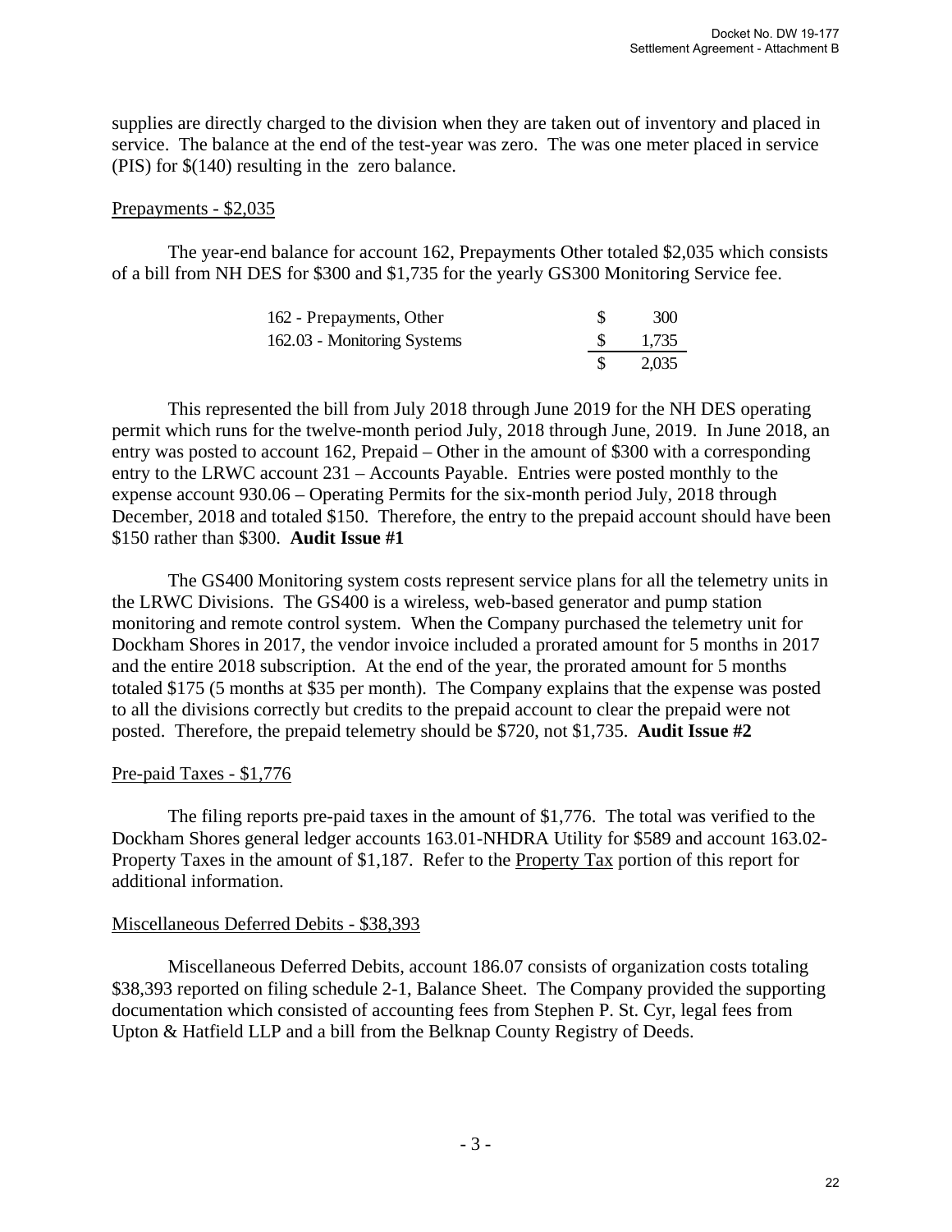supplies are directly charged to the division when they are taken out of inventory and placed in service. The balance at the end of the test-year was zero. The was one meter placed in service (PIS) for $(140) resulting in the zero balance.

Prepayments - $2,035

The year-end balance for account 162, Prepayments Other totaled $2,035 which consists of a bill from NH DES for $300 and $1,735 for the yearly GS300 Monitoring Service fee.

| | | |
|---|---|---|
| 162 - Prepayments, Other | $ | 300 |
| 162.03 - Monitoring Systems | $ | 1,735 |
| | $ | 2,035 |

This represented the bill from July 2018 through June 2019 for the NH DES operating permit which runs for the twelve-month period July, 2018 through June, 2019. In June 2018, an entry was posted to account 162, Prepaid – Other in the amount of $300 with a corresponding entry to the LRWC account 231 – Accounts Payable. Entries were posted monthly to the expense account 930.06 – Operating Permits for the six-month period July, 2018 through December, 2018 and totaled $150. Therefore, the entry to the prepaid account should have been $150 rather than $300. **Audit Issue #1**

The GS400 Monitoring system costs represent service plans for all the telemetry units in the LRWC Divisions. The GS400 is a wireless, web-based generator and pump station monitoring and remote control system. When the Company purchased the telemetry unit for Dockham Shores in 2017, the vendor invoice included a prorated amount for 5 months in 2017 and the entire 2018 subscription. At the end of the year, the prorated amount for 5 months totaled $175 (5 months at $35 per month). The Company explains that the expense was posted to all the divisions correctly but credits to the prepaid account to clear the prepaid were not posted. Therefore, the prepaid telemetry should be $720, not $1,735. **Audit Issue #2**

Pre-paid Taxes - $1,776

The filing reports pre-paid taxes in the amount of $1,776. The total was verified to the Dockham Shores general ledger accounts 163.01-NHDRA Utility for $589 and account 163.02-Property Taxes in the amount of $1,187. Refer to the Property Tax portion of this report for additional information.

Miscellaneous Deferred Debits - $38,393

Miscellaneous Deferred Debits, account 186.07 consists of organization costs totaling $38,393 reported on filing schedule 2-1, Balance Sheet. The Company provided the supporting documentation which consisted of accounting fees from Stephen P. St. Cyr, legal fees from Upton & Hatfield LLP and a bill from the Belknap County Registry of Deeds.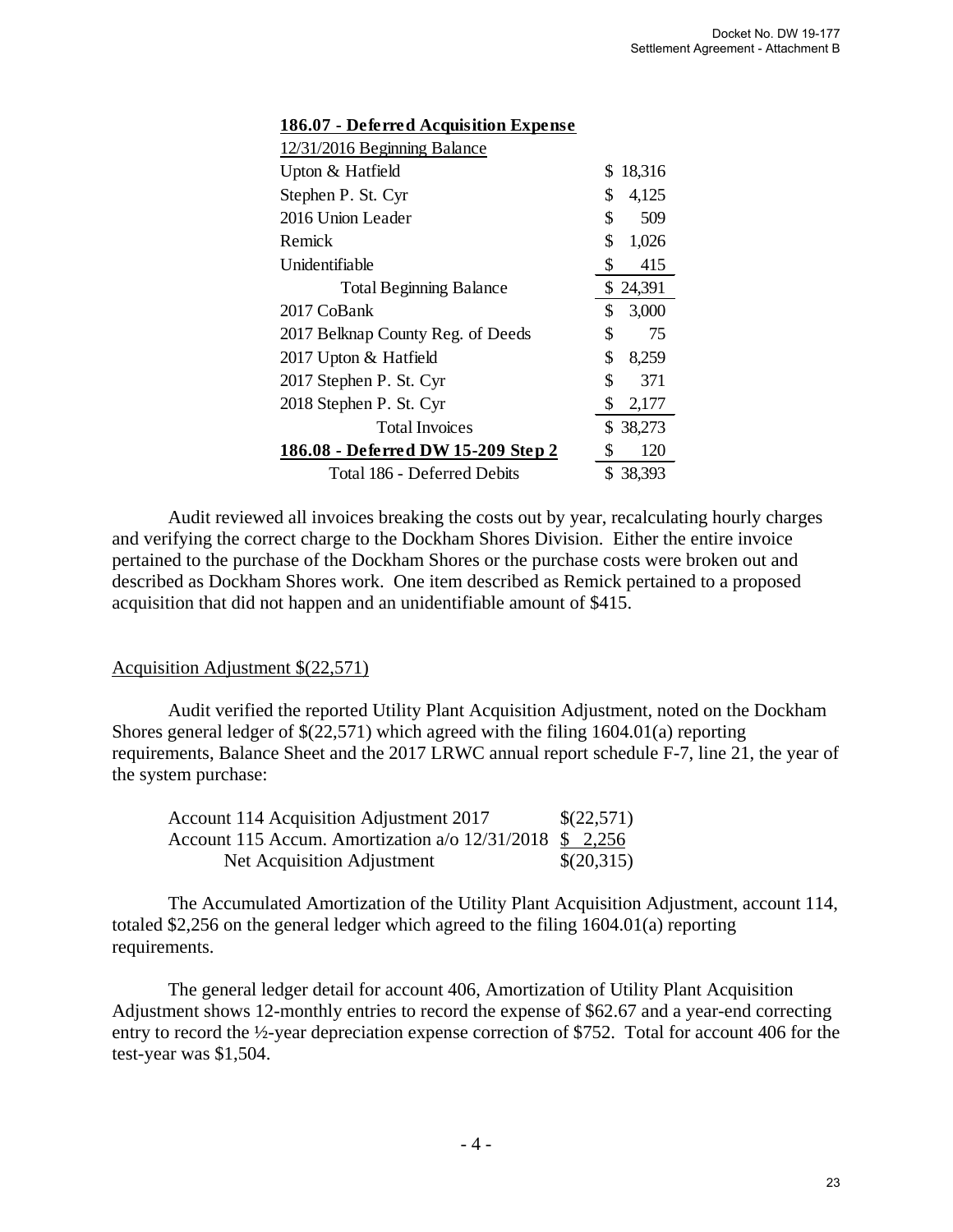| **186.07 - Deferred Acquisition Expense** | |
|---|---|
| 12/31/2016 Beginning Balance | |
| Upton & Hatfield | $ 18,316 |
| Stephen P. St. Cyr | $ 4,125 |
| 2016 Union Leader | $ 509 |
| Remick | $ 1,026 |
| Unidentifiable | $ 415 |
| Total Beginning Balance | $ 24,391 |
| 2017 CoBank | $ 3,000 |
| 2017 Belknap County Reg. of Deeds | $ 75 |
| 2017 Upton & Hatfield | $ 8,259 |
| 2017 Stephen P. St. Cyr | $ 371 |
| 2018 Stephen P. St. Cyr | $ 2,177 |
| Total Invoices | $ 38,273 |
| **186.08 - Deferred DW 15-209 Step 2** | $ 120 |
| Total 186 - Deferred Debits | $ 38,393 |

Audit reviewed all invoices breaking the costs out by year, recalculating hourly charges and verifying the correct charge to the Dockham Shores Division. Either the entire invoice pertained to the purchase of the Dockham Shores or the purchase costs were broken out and described as Dockham Shores work. One item described as Remick pertained to a proposed acquisition that did not happen and an unidentifiable amount of $415.

Acquisition Adjustment $(22,571)

Audit verified the reported Utility Plant Acquisition Adjustment, noted on the Dockham Shores general ledger of $(22,571) which agreed with the filing 1604.01(a) reporting requirements, Balance Sheet and the 2017 LRWC annual report schedule F-7, line 21, the year of the system purchase:

| | |
|---|---|
| Account 114 Acquisition Adjustment 2017 | $(22,571) |
| Account 115 Accum. Amortization a/o 12/31/2018 | $ 2,256 |
| Net Acquisition Adjustment | $(20,315) |

The Accumulated Amortization of the Utility Plant Acquisition Adjustment, account 114, totaled $2,256 on the general ledger which agreed to the filing 1604.01(a) reporting requirements.

The general ledger detail for account 406, Amortization of Utility Plant Acquisition Adjustment shows 12-monthly entries to record the expense of $62.67 and a year-end correcting entry to record the ½-year depreciation expense correction of $752. Total for account 406 for the test-year was $1,504.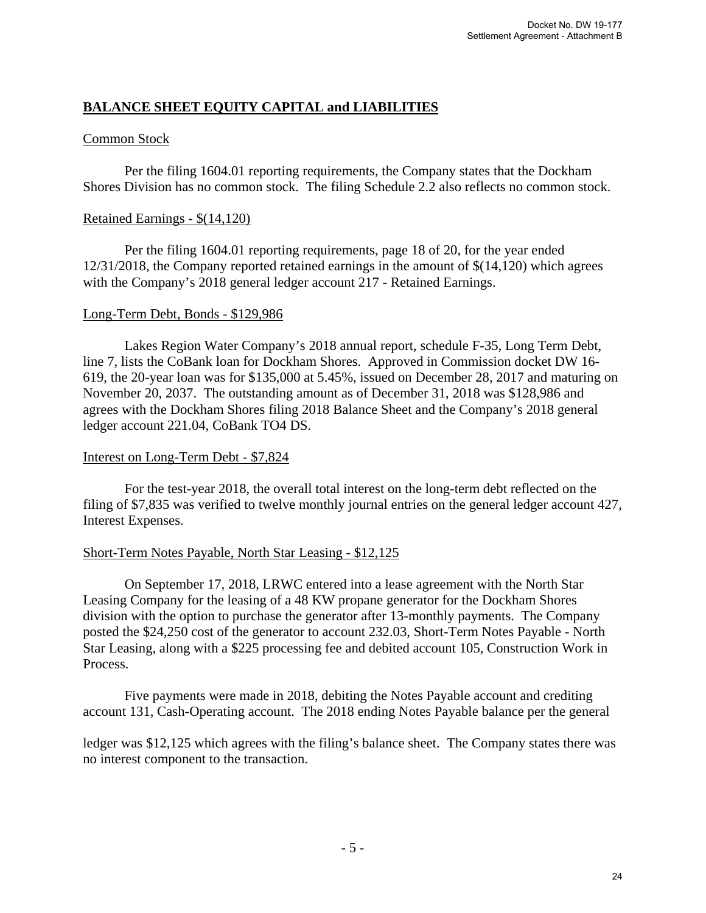## BALANCE SHEET EQUITY CAPITAL and LIABILITIES

Common Stock

Per the filing 1604.01 reporting requirements, the Company states that the Dockham Shores Division has no common stock. The filing Schedule 2.2 also reflects no common stock.

Retained Earnings - $(14,120)

Per the filing 1604.01 reporting requirements, page 18 of 20, for the year ended 12/31/2018, the Company reported retained earnings in the amount of $(14,120) which agrees with the Company's 2018 general ledger account 217 - Retained Earnings.

Long-Term Debt, Bonds - $129,986

Lakes Region Water Company's 2018 annual report, schedule F-35, Long Term Debt, line 7, lists the CoBank loan for Dockham Shores. Approved in Commission docket DW 16-619, the 20-year loan was for $135,000 at 5.45%, issued on December 28, 2017 and maturing on November 20, 2037. The outstanding amount as of December 31, 2018 was $128,986 and agrees with the Dockham Shores filing 2018 Balance Sheet and the Company's 2018 general ledger account 221.04, CoBank TO4 DS.

Interest on Long-Term Debt - $7,824

For the test-year 2018, the overall total interest on the long-term debt reflected on the filing of $7,835 was verified to twelve monthly journal entries on the general ledger account 427, Interest Expenses.

Short-Term Notes Payable, North Star Leasing - $12,125

On September 17, 2018, LRWC entered into a lease agreement with the North Star Leasing Company for the leasing of a 48 KW propane generator for the Dockham Shores division with the option to purchase the generator after 13-monthly payments. The Company posted the $24,250 cost of the generator to account 232.03, Short-Term Notes Payable - North Star Leasing, along with a $225 processing fee and debited account 105, Construction Work in Process.

Five payments were made in 2018, debiting the Notes Payable account and crediting account 131, Cash-Operating account. The 2018 ending Notes Payable balance per the general ledger was $12,125 which agrees with the filing's balance sheet. The Company states there was no interest component to the transaction.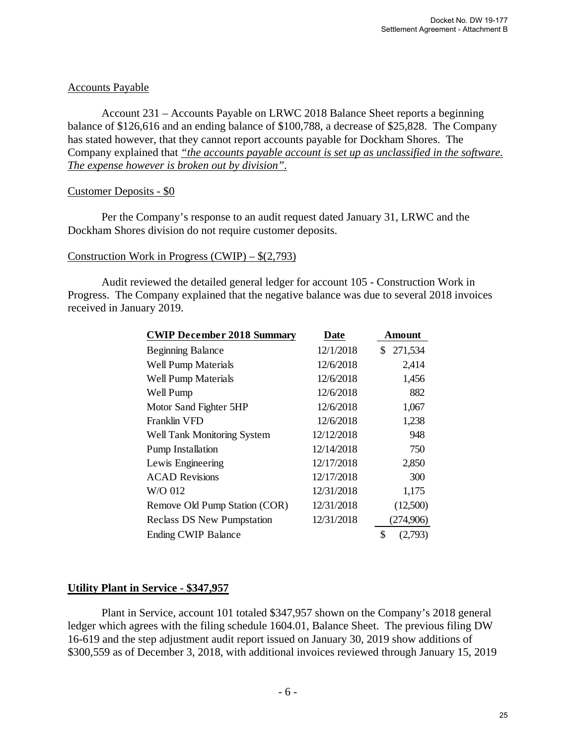Accounts Payable

Account 231 – Accounts Payable on LRWC 2018 Balance Sheet reports a beginning balance of $126,616 and an ending balance of $100,788, a decrease of $25,828. The Company has stated however, that they cannot report accounts payable for Dockham Shores. The Company explained that *"the accounts payable account is set up as unclassified in the software. The expense however is broken out by division".*

Customer Deposits - $0

Per the Company's response to an audit request dated January 31, LRWC and the Dockham Shores division do not require customer deposits.

Construction Work in Progress (CWIP) – $(2,793)

Audit reviewed the detailed general ledger for account 105 - Construction Work in Progress. The Company explained that the negative balance was due to several 2018 invoices received in January 2019.

| CWIP December 2018 Summary | Date | Amount |
|---|---|---|
| Beginning Balance | 12/1/2018 | $ 271,534 |
| Well Pump Materials | 12/6/2018 | 2,414 |
| Well Pump Materials | 12/6/2018 | 1,456 |
| Well Pump | 12/6/2018 | 882 |
| Motor Sand Fighter 5HP | 12/6/2018 | 1,067 |
| Franklin VFD | 12/6/2018 | 1,238 |
| Well Tank Monitoring System | 12/12/2018 | 948 |
| Pump Installation | 12/14/2018 | 750 |
| Lewis Engineering | 12/17/2018 | 2,850 |
| ACAD Revisions | 12/17/2018 | 300 |
| W/O 012 | 12/31/2018 | 1,175 |
| Remove Old Pump Station (COR) | 12/31/2018 | (12,500) |
| Reclass DS New Pumpstation | 12/31/2018 | (274,906) |
| Ending CWIP Balance | | $ (2,793) |

**Utility Plant in Service - $347,957**

Plant in Service, account 101 totaled $347,957 shown on the Company's 2018 general ledger which agrees with the filing schedule 1604.01, Balance Sheet. The previous filing DW 16-619 and the step adjustment audit report issued on January 30, 2019 show additions of $300,559 as of December 3, 2018, with additional invoices reviewed through January 15, 2019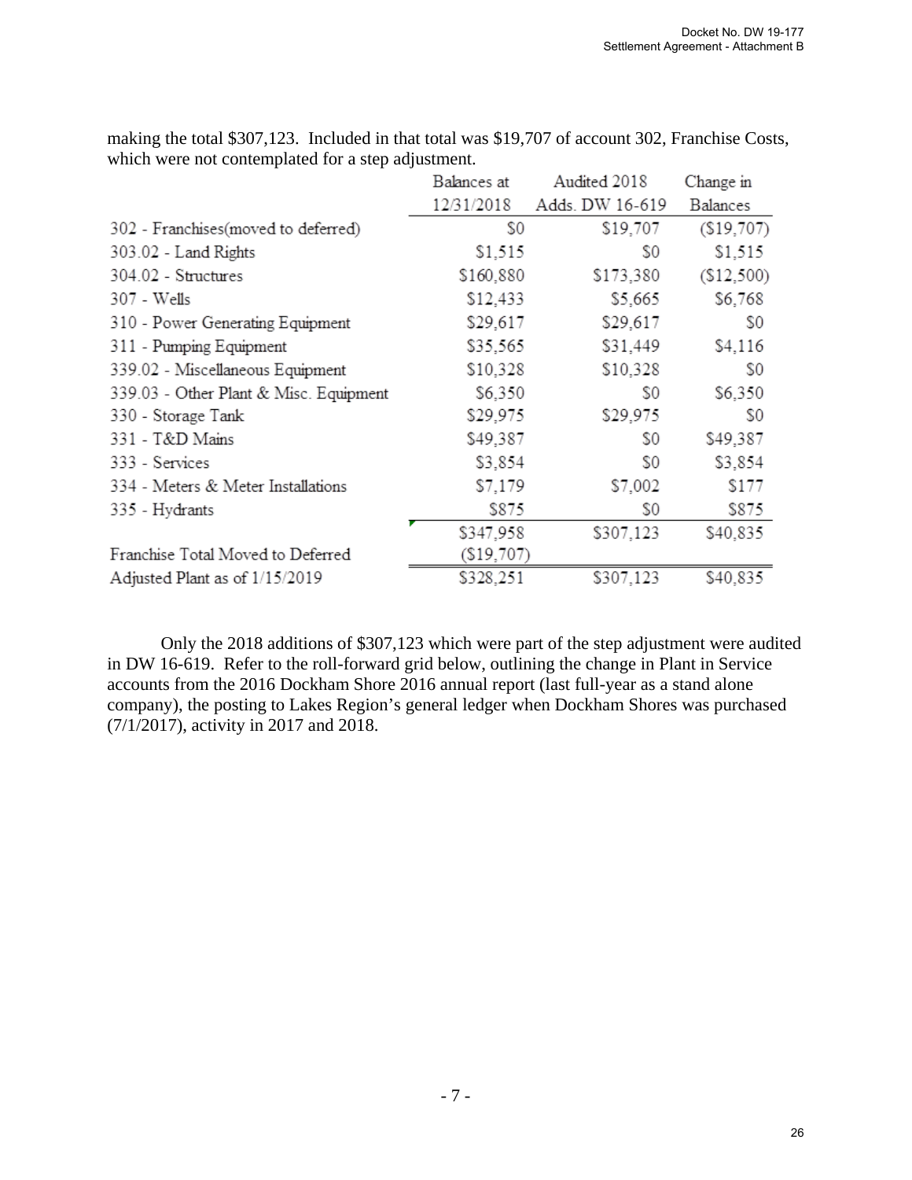making the total $307,123. Included in that total was $19,707 of account 302, Franchise Costs, which were not contemplated for a step adjustment.

| | Balances at 12/31/2018 | Audited 2018 Adds. DW 16-619 | Change in Balances |
|---|---|---|---|
| 302 - Franchises(moved to deferred) | $0 | $19,707 | ($19,707) |
| 303.02 - Land Rights | $1,515 | $0 | $1,515 |
| 304.02 - Structures | $160,880 | $173,380 | ($12,500) |
| 307 - Wells | $12,433 | $5,665 | $6,768 |
| 310 - Power Generating Equipment | $29,617 | $29,617 | $0 |
| 311 - Pumping Equipment | $35,565 | $31,449 | $4,116 |
| 339.02 - Miscellaneous Equipment | $10,328 | $10,328 | $0 |
| 339.03 - Other Plant & Misc. Equipment | $6,350 | $0 | $6,350 |
| 330 - Storage Tank | $29,975 | $29,975 | $0 |
| 331 - T&D Mains | $49,387 | $0 | $49,387 |
| 333 - Services | $3,854 | $0 | $3,854 |
| 334 - Meters & Meter Installations | $7,179 | $7,002 | $177 |
| 335 - Hydrants | $875 | $0 | $875 |
| | $347,958 | $307,123 | $40,835 |
| Franchise Total Moved to Deferred | ($19,707) | | |
| Adjusted Plant as of 1/15/2019 | $328,251 | $307,123 | $40,835 |

Only the 2018 additions of $307,123 which were part of the step adjustment were audited in DW 16-619. Refer to the roll-forward grid below, outlining the change in Plant in Service accounts from the 2016 Dockham Shore 2016 annual report (last full-year as a stand alone company), the posting to Lakes Region's general ledger when Dockham Shores was purchased (7/1/2017), activity in 2017 and 2018.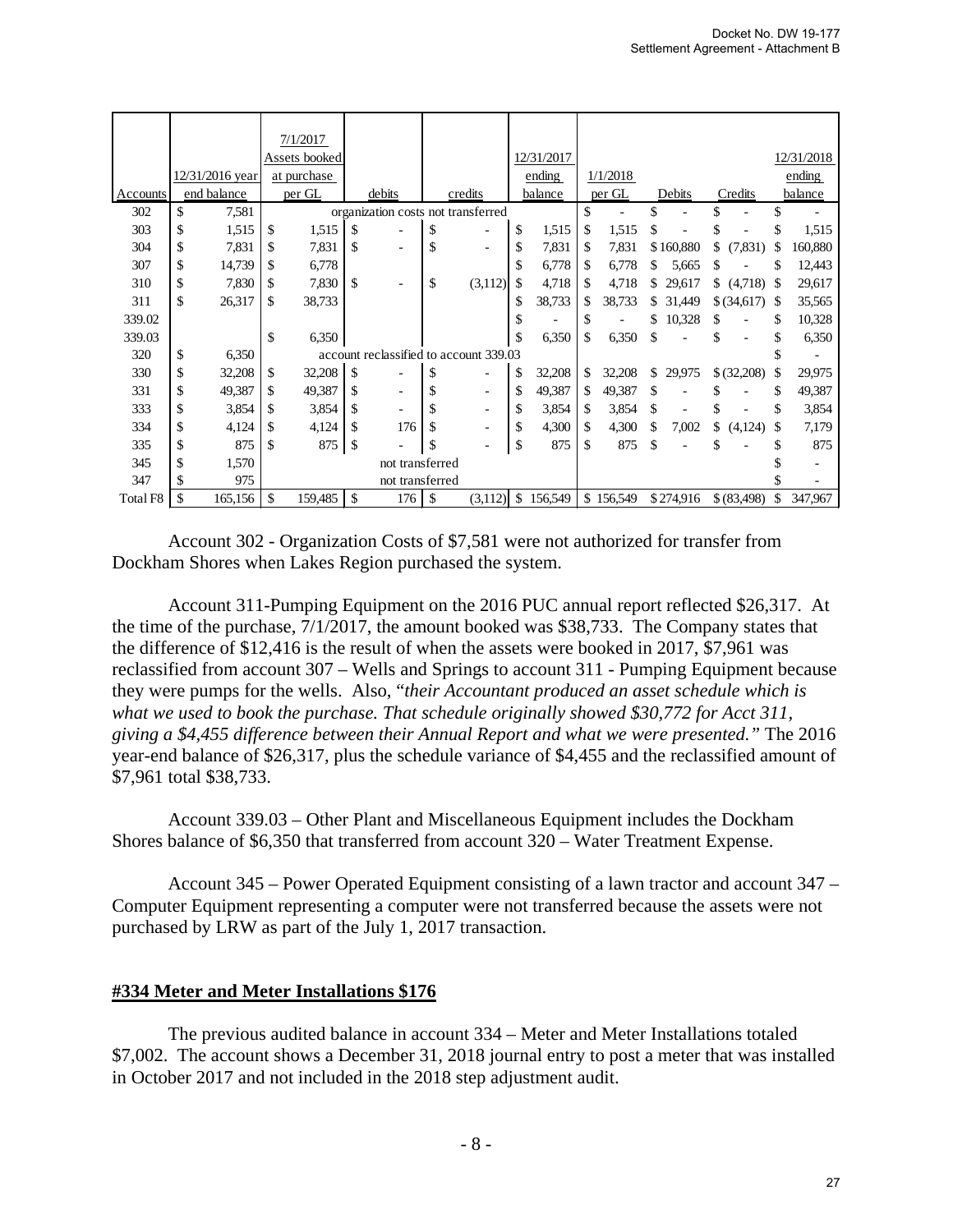| Accounts | 12/31/2016 year end balance | 7/1/2017 Assets booked at purchase per GL | debits | credits | 12/31/2017 ending balance | 1/1/2018 per GL | Debits | Credits | 12/31/2018 ending balance |
|---|---|---|---|---|---|---|---|---|---|
| 302 | $ 7,581 | organization costs not transferred | | | | $ - | $ - | $ - | $ - |
| 303 | $ 1,515 | $ 1,515 | $ - | $ - | $ 1,515 | $ 1,515 | $ - | $ - | $ 1,515 |
| 304 | $ 7,831 | $ 7,831 | $ - | $ - | $ 7,831 | $ 7,831 | $ 160,880 | $ (7,831) | $ 160,880 |
| 307 | $ 14,739 | $ 6,778 | | | $ 6,778 | $ 6,778 | $ 5,665 | $ - | $ 12,443 |
| 310 | $ 7,830 | $ 7,830 | $ - | $ (3,112) | $ 4,718 | $ 4,718 | $ 29,617 | $ (4,718) | $ 29,617 |
| 311 | $ 26,317 | $ 38,733 | | | $ 38,733 | $ 38,733 | $ 31,449 | $ (34,617) | $ 35,565 |
| 339.02 | | | | | $ - | $ - | $ 10,328 | $ - | $ 10,328 |
| 339.03 | | $ 6,350 | | | $ 6,350 | $ 6,350 | $ - | $ - | $ 6,350 |
| 320 | $ 6,350 | account reclassified to account 339.03 | | | | | | | $ - |
| 330 | $ 32,208 | $ 32,208 | $ - | $ - | $ 32,208 | $ 32,208 | $ 29,975 | $ (32,208) | $ 29,975 |
| 331 | $ 49,387 | $ 49,387 | $ - | $ - | $ 49,387 | $ 49,387 | $ - | $ - | $ 49,387 |
| 333 | $ 3,854 | $ 3,854 | $ - | $ - | $ 3,854 | $ 3,854 | $ - | $ - | $ 3,854 |
| 334 | $ 4,124 | $ 4,124 | $ 176 | $ - | $ 4,300 | $ 4,300 | $ 7,002 | $ (4,124) | $ 7,179 |
| 335 | $ 875 | $ 875 | $ - | $ - | $ 875 | $ 875 | $ - | $ - | $ 875 |
| 345 | $ 1,570 | not transferred | | | | | | | $ - |
| 347 | $ 975 | not transferred | | | | | | | $ - |
| Total F8 | $ 165,156 | $ 159,485 | $ 176 | $ (3,112) | $ 156,549 | $ 156,549 | $ 274,916 | $ (83,498) | $ 347,967 |

Account 302 - Organization Costs of $7,581 were not authorized for transfer from Dockham Shores when Lakes Region purchased the system.

Account 311-Pumping Equipment on the 2016 PUC annual report reflected $26,317. At the time of the purchase, 7/1/2017, the amount booked was $38,733. The Company states that the difference of $12,416 is the result of when the assets were booked in 2017, $7,961 was reclassified from account 307 – Wells and Springs to account 311 - Pumping Equipment because they were pumps for the wells. Also, "*their Accountant produced an asset schedule which is what we used to book the purchase. That schedule originally showed $30,772 for Acct 311, giving a $4,455 difference between their Annual Report and what we were presented.*" The 2016 year-end balance of $26,317, plus the schedule variance of $4,455 and the reclassified amount of $7,961 total $38,733.

Account 339.03 – Other Plant and Miscellaneous Equipment includes the Dockham Shores balance of $6,350 that transferred from account 320 – Water Treatment Expense.

Account 345 – Power Operated Equipment consisting of a lawn tractor and account 347 – Computer Equipment representing a computer were not transferred because the assets were not purchased by LRW as part of the July 1, 2017 transaction.

**#334 Meter and Meter Installations $176**

The previous audited balance in account 334 – Meter and Meter Installations totaled $7,002. The account shows a December 31, 2018 journal entry to post a meter that was installed in October 2017 and not included in the 2018 step adjustment audit.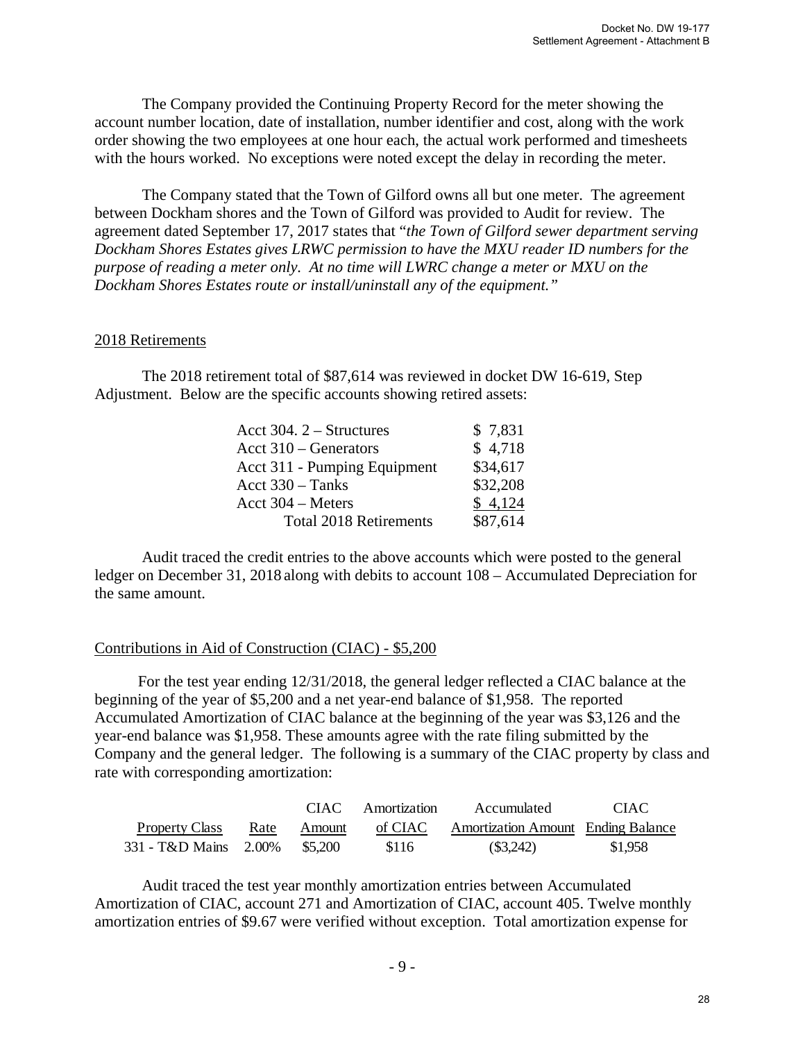The Company provided the Continuing Property Record for the meter showing the account number location, date of installation, number identifier and cost, along with the work order showing the two employees at one hour each, the actual work performed and timesheets with the hours worked. No exceptions were noted except the delay in recording the meter.

The Company stated that the Town of Gilford owns all but one meter. The agreement between Dockham shores and the Town of Gilford was provided to Audit for review. The agreement dated September 17, 2017 states that "*the Town of Gilford sewer department serving Dockham Shores Estates gives LRWC permission to have the MXU reader ID numbers for the purpose of reading a meter only. At no time will LWRC change a meter or MXU on the Dockham Shores Estates route or install/uninstall any of the equipment.*"

## 2018 Retirements

The 2018 retirement total of $87,614 was reviewed in docket DW 16-619, Step Adjustment. Below are the specific accounts showing retired assets:

| Account | Amount |
|---|---|
| Acct 304. 2 – Structures | $ 7,831 |
| Acct 310 – Generators | $ 4,718 |
| Acct 311 - Pumping Equipment | $34,617 |
| Acct 330 – Tanks | $32,208 |
| Acct 304 – Meters | $ 4,124 |
| Total 2018 Retirements | $87,614 |

Audit traced the credit entries to the above accounts which were posted to the general ledger on December 31, 2018 along with debits to account 108 – Accumulated Depreciation for the same amount.

## Contributions in Aid of Construction (CIAC) - $5,200

For the test year ending 12/31/2018, the general ledger reflected a CIAC balance at the beginning of the year of $5,200 and a net year-end balance of $1,958. The reported Accumulated Amortization of CIAC balance at the beginning of the year was $3,126 and the year-end balance was $1,958. These amounts agree with the rate filing submitted by the Company and the general ledger. The following is a summary of the CIAC property by class and rate with corresponding amortization:

| Property Class | Rate | CIAC Amount | Amortization of CIAC | Accumulated Amortization Amount | CIAC Ending Balance |
|---|---|---|---|---|---|
| 331 - T&D Mains | 2.00% | $5,200 | $116 | ($3,242) | $1,958 |

Audit traced the test year monthly amortization entries between Accumulated Amortization of CIAC, account 271 and Amortization of CIAC, account 405. Twelve monthly amortization entries of $9.67 were verified without exception. Total amortization expense for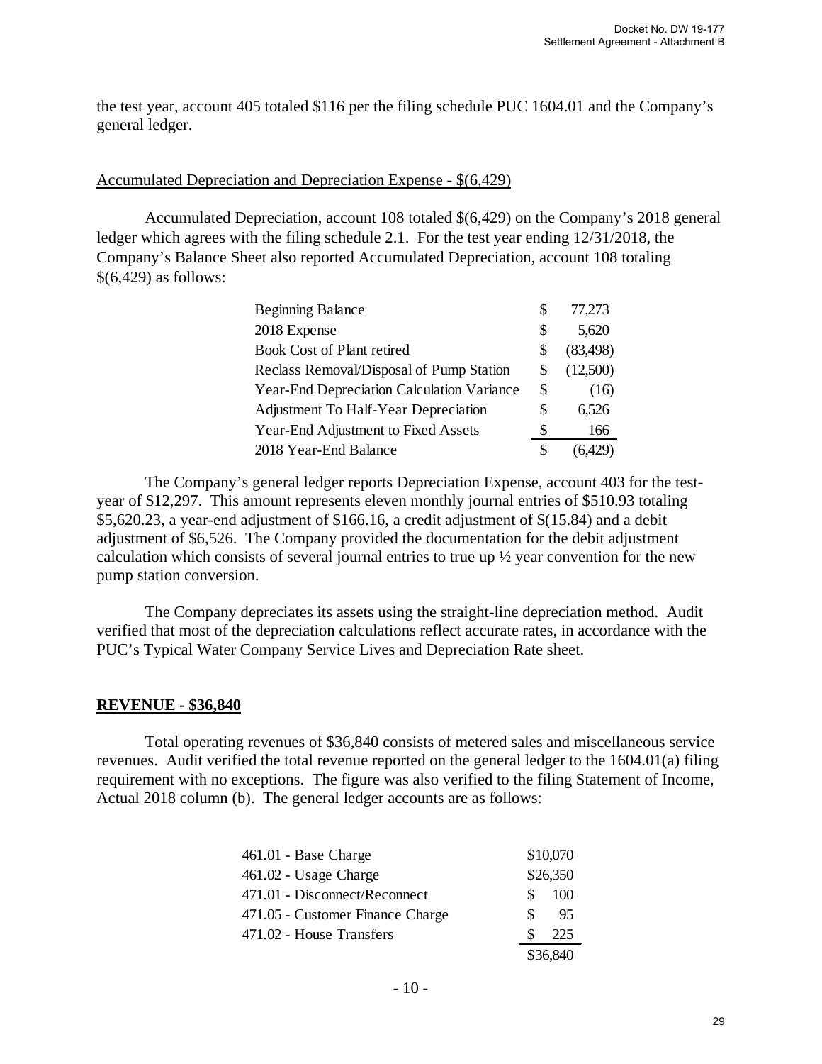the test year, account 405 totaled $116 per the filing schedule PUC 1604.01 and the Company's general ledger.

Accumulated Depreciation and Depreciation Expense - $(6,429)

Accumulated Depreciation, account 108 totaled $(6,429) on the Company's 2018 general ledger which agrees with the filing schedule 2.1. For the test year ending 12/31/2018, the Company's Balance Sheet also reported Accumulated Depreciation, account 108 totaling $(6,429) as follows:

| | | |
|---|---|---|
| Beginning Balance | $ | 77,273 |
| 2018 Expense | $ | 5,620 |
| Book Cost of Plant retired | $ | (83,498) |
| Reclass Removal/Disposal of Pump Station | $ | (12,500) |
| Year-End Depreciation Calculation Variance | $ | (16) |
| Adjustment To Half-Year Depreciation | $ | 6,526 |
| Year-End Adjustment to Fixed Assets | $ | 166 |
| 2018 Year-End Balance | $ | (6,429) |

The Company's general ledger reports Depreciation Expense, account 403 for the test-year of $12,297. This amount represents eleven monthly journal entries of $510.93 totaling $5,620.23, a year-end adjustment of $166.16, a credit adjustment of $(15.84) and a debit adjustment of $6,526. The Company provided the documentation for the debit adjustment calculation which consists of several journal entries to true up ½ year convention for the new pump station conversion.

The Company depreciates its assets using the straight-line depreciation method. Audit verified that most of the depreciation calculations reflect accurate rates, in accordance with the PUC's Typical Water Company Service Lives and Depreciation Rate sheet.

## REVENUE - $36,840

Total operating revenues of $36,840 consists of metered sales and miscellaneous service revenues. Audit verified the total revenue reported on the general ledger to the 1604.01(a) filing requirement with no exceptions. The figure was also verified to the filing Statement of Income, Actual 2018 column (b). The general ledger accounts are as follows:

| | |
|---|---|
| 461.01 - Base Charge | $10,070 |
| 461.02 - Usage Charge | $26,350 |
| 471.01 - Disconnect/Reconnect | $ 100 |
| 471.05 - Customer Finance Charge | $ 95 |
| 471.02 - House Transfers | $ 225 |
| | $36,840 |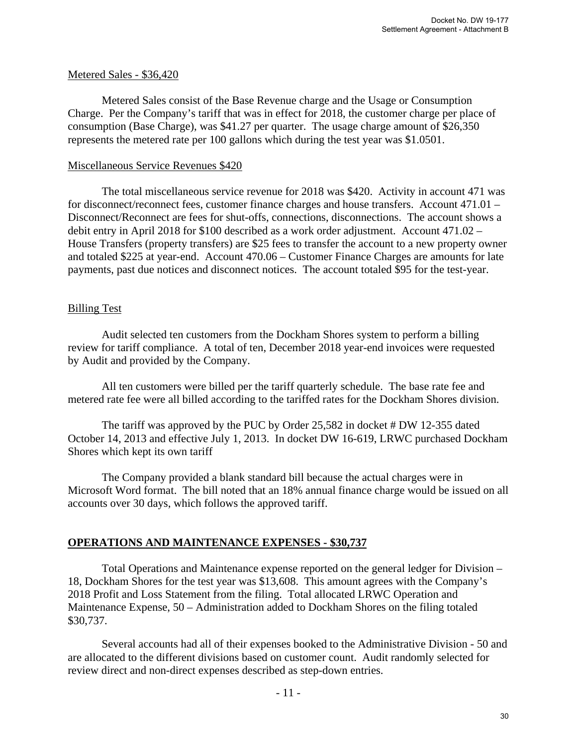Metered Sales - $36,420

Metered Sales consist of the Base Revenue charge and the Usage or Consumption Charge. Per the Company's tariff that was in effect for 2018, the customer charge per place of consumption (Base Charge), was $41.27 per quarter. The usage charge amount of $26,350 represents the metered rate per 100 gallons which during the test year was $1.0501.

Miscellaneous Service Revenues $420

The total miscellaneous service revenue for 2018 was $420. Activity in account 471 was for disconnect/reconnect fees, customer finance charges and house transfers. Account 471.01 – Disconnect/Reconnect are fees for shut-offs, connections, disconnections. The account shows a debit entry in April 2018 for $100 described as a work order adjustment. Account 471.02 – House Transfers (property transfers) are $25 fees to transfer the account to a new property owner and totaled $225 at year-end. Account 470.06 – Customer Finance Charges are amounts for late payments, past due notices and disconnect notices. The account totaled $95 for the test-year.

Billing Test

Audit selected ten customers from the Dockham Shores system to perform a billing review for tariff compliance. A total of ten, December 2018 year-end invoices were requested by Audit and provided by the Company.

All ten customers were billed per the tariff quarterly schedule. The base rate fee and metered rate fee were all billed according to the tariffed rates for the Dockham Shores division.

The tariff was approved by the PUC by Order 25,582 in docket # DW 12-355 dated October 14, 2013 and effective July 1, 2013. In docket DW 16-619, LRWC purchased Dockham Shores which kept its own tariff

The Company provided a blank standard bill because the actual charges were in Microsoft Word format. The bill noted that an 18% annual finance charge would be issued on all accounts over 30 days, which follows the approved tariff.

## OPERATIONS AND MAINTENANCE EXPENSES - $30,737

Total Operations and Maintenance expense reported on the general ledger for Division – 18, Dockham Shores for the test year was $13,608. This amount agrees with the Company's 2018 Profit and Loss Statement from the filing. Total allocated LRWC Operation and Maintenance Expense, 50 – Administration added to Dockham Shores on the filing totaled $30,737.

Several accounts had all of their expenses booked to the Administrative Division - 50 and are allocated to the different divisions based on customer count. Audit randomly selected for review direct and non-direct expenses described as step-down entries.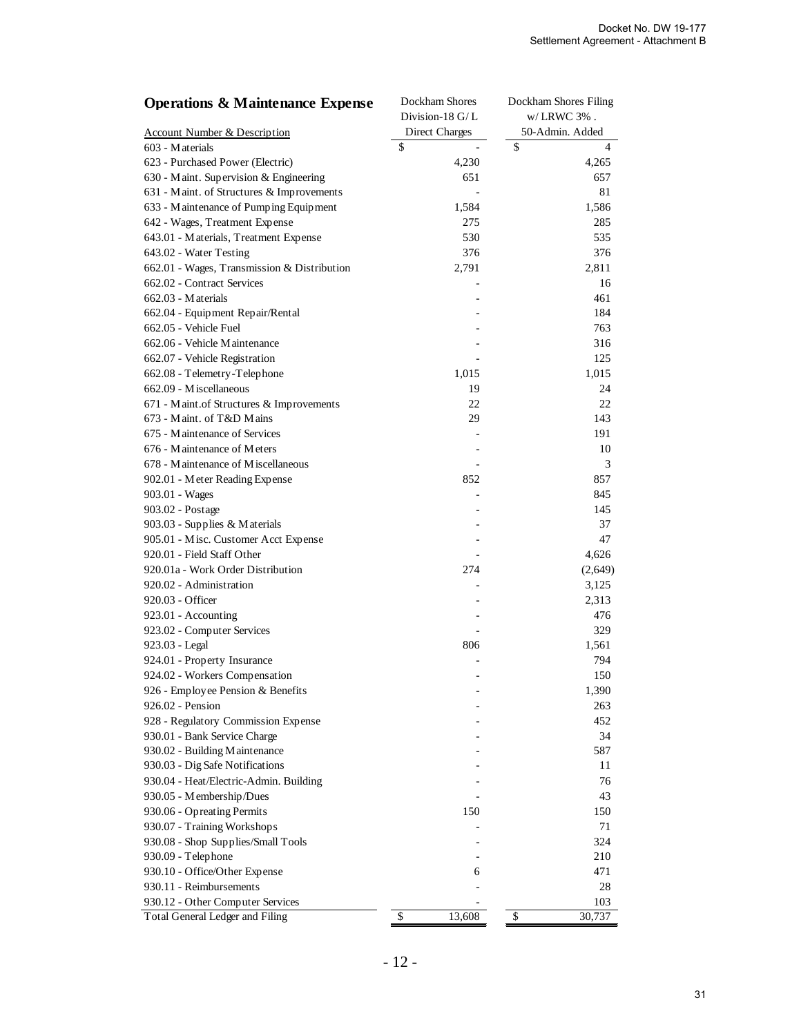Docket No. DW 19-177
Settlement Agreement - Attachment B

| **Operations & Maintenance Expense**<br>Account Number & Description | Dockham Shores Division-18 G/L Direct Charges | Dockham Shores Filing w/ LRWC 3% . 50-Admin. Added |
|---|---|---|
| 603 - Materials | $ - | $ 4 |
| 623 - Purchased Power (Electric) | 4,230 | 4,265 |
| 630 - Maint. Supervision & Engineering | 651 | 657 |
| 631 - Maint. of Structures & Improvements | - | 81 |
| 633 - Maintenance of Pumping Equipment | 1,584 | 1,586 |
| 642 - Wages, Treatment Expense | 275 | 285 |
| 643.01 - Materials, Treatment Expense | 530 | 535 |
| 643.02 - Water Testing | 376 | 376 |
| 662.01 - Wages, Transmission & Distribution | 2,791 | 2,811 |
| 662.02 - Contract Services | - | 16 |
| 662.03 - Materials | - | 461 |
| 662.04 - Equipment Repair/Rental | - | 184 |
| 662.05 - Vehicle Fuel | - | 763 |
| 662.06 - Vehicle Maintenance | - | 316 |
| 662.07 - Vehicle Registration | - | 125 |
| 662.08 - Telemetry-Telephone | 1,015 | 1,015 |
| 662.09 - Miscellaneous | 19 | 24 |
| 671 - Maint.of Structures & Improvements | 22 | 22 |
| 673 - Maint. of T&D Mains | 29 | 143 |
| 675 - Maintenance of Services | - | 191 |
| 676 - Maintenance of Meters | - | 10 |
| 678 - Maintenance of Miscellaneous | - | 3 |
| 902.01 - Meter Reading Expense | 852 | 857 |
| 903.01 - Wages | - | 845 |
| 903.02 - Postage | - | 145 |
| 903.03 - Supplies & Materials | - | 37 |
| 905.01 - Misc. Customer Acct Expense | - | 47 |
| 920.01 - Field Staff Other | - | 4,626 |
| 920.01a - Work Order Distribution | 274 | (2,649) |
| 920.02 - Administration | - | 3,125 |
| 920.03 - Officer | - | 2,313 |
| 923.01 - Accounting | - | 476 |
| 923.02 - Computer Services | - | 329 |
| 923.03 - Legal | 806 | 1,561 |
| 924.01 - Property Insurance | - | 794 |
| 924.02 - Workers Compensation | - | 150 |
| 926 - Employee Pension & Benefits | - | 1,390 |
| 926.02 - Pension | - | 263 |
| 928 - Regulatory Commission Expense | - | 452 |
| 930.01 - Bank Service Charge | - | 34 |
| 930.02 - Building Maintenance | - | 587 |
| 930.03 - Dig Safe Notifications | - | 11 |
| 930.04 - Heat/Electric-Admin. Building | - | 76 |
| 930.05 - Membership/Dues | - | 43 |
| 930.06 - Opreating Permits | 150 | 150 |
| 930.07 - Training Workshops | - | 71 |
| 930.08 - Shop Supplies/Small Tools | - | 324 |
| 930.09 - Telephone | - | 210 |
| 930.10 - Office/Other Expense | 6 | 471 |
| 930.11 - Reimbursements | - | 28 |
| 930.12 - Other Computer Services | - | 103 |
| Total General Ledger and Filing | $ 13,608 | $ 30,737 |

- 12 -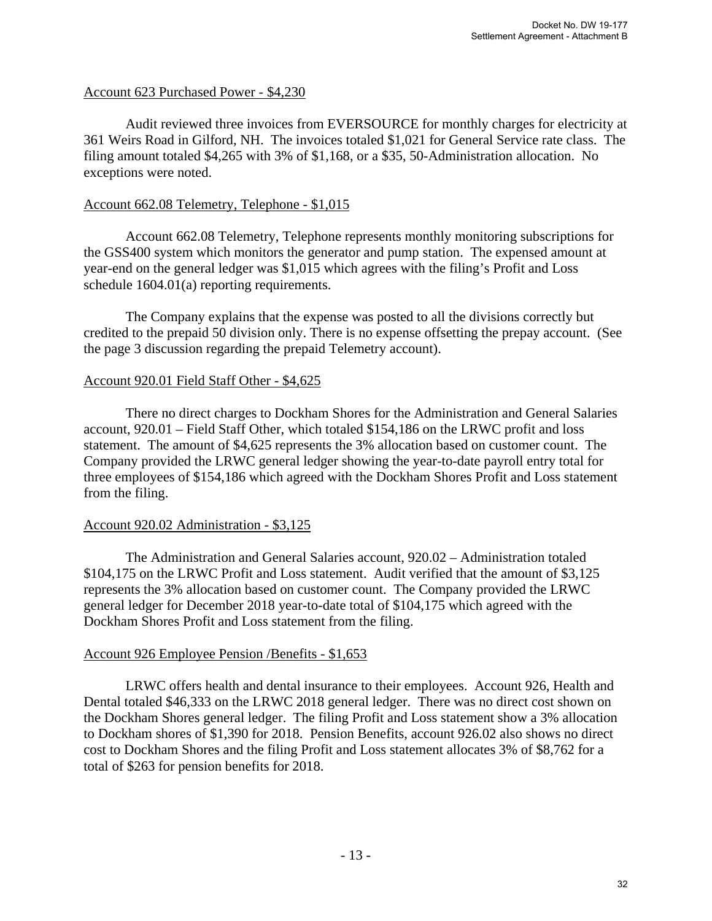Account 623 Purchased Power - $4,230

Audit reviewed three invoices from EVERSOURCE for monthly charges for electricity at 361 Weirs Road in Gilford, NH. The invoices totaled $1,021 for General Service rate class. The filing amount totaled $4,265 with 3% of $1,168, or a $35, 50-Administration allocation. No exceptions were noted.

Account 662.08 Telemetry, Telephone - $1,015

Account 662.08 Telemetry, Telephone represents monthly monitoring subscriptions for the GSS400 system which monitors the generator and pump station. The expensed amount at year-end on the general ledger was $1,015 which agrees with the filing's Profit and Loss schedule 1604.01(a) reporting requirements.

The Company explains that the expense was posted to all the divisions correctly but credited to the prepaid 50 division only. There is no expense offsetting the prepay account. (See the page 3 discussion regarding the prepaid Telemetry account).

Account 920.01 Field Staff Other - $4,625

There no direct charges to Dockham Shores for the Administration and General Salaries account, 920.01 – Field Staff Other, which totaled $154,186 on the LRWC profit and loss statement. The amount of $4,625 represents the 3% allocation based on customer count. The Company provided the LRWC general ledger showing the year-to-date payroll entry total for three employees of $154,186 which agreed with the Dockham Shores Profit and Loss statement from the filing.

Account 920.02 Administration - $3,125

The Administration and General Salaries account, 920.02 – Administration totaled $104,175 on the LRWC Profit and Loss statement. Audit verified that the amount of $3,125 represents the 3% allocation based on customer count. The Company provided the LRWC general ledger for December 2018 year-to-date total of $104,175 which agreed with the Dockham Shores Profit and Loss statement from the filing.

Account 926 Employee Pension /Benefits - $1,653

LRWC offers health and dental insurance to their employees. Account 926, Health and Dental totaled $46,333 on the LRWC 2018 general ledger. There was no direct cost shown on the Dockham Shores general ledger. The filing Profit and Loss statement show a 3% allocation to Dockham shores of $1,390 for 2018. Pension Benefits, account 926.02 also shows no direct cost to Dockham Shores and the filing Profit and Loss statement allocates 3% of $8,762 for a total of $263 for pension benefits for 2018.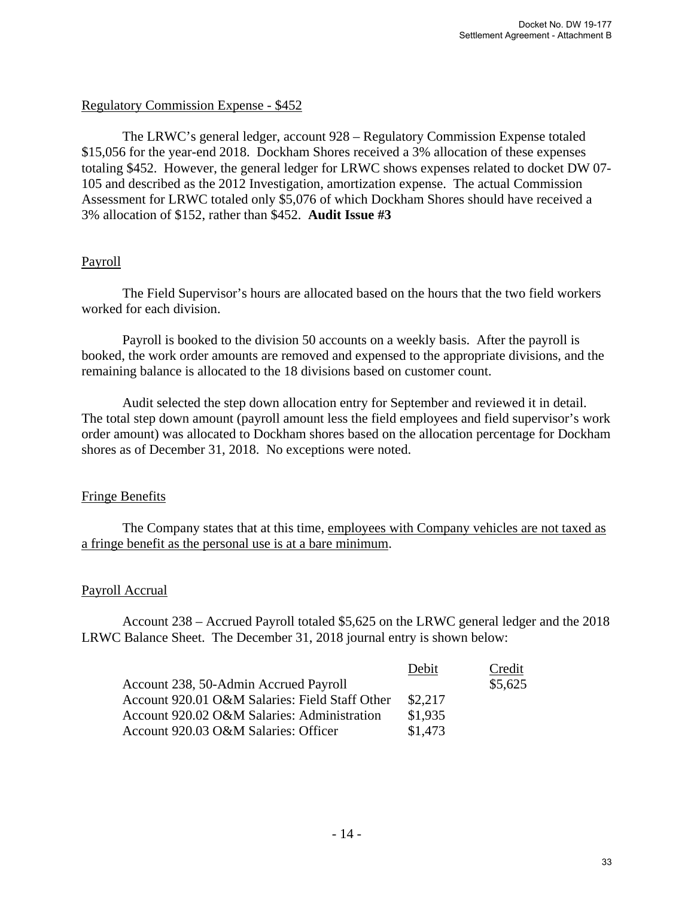Regulatory Commission Expense - $452

The LRWC's general ledger, account 928 – Regulatory Commission Expense totaled $15,056 for the year-end 2018. Dockham Shores received a 3% allocation of these expenses totaling $452. However, the general ledger for LRWC shows expenses related to docket DW 07-105 and described as the 2012 Investigation, amortization expense. The actual Commission Assessment for LRWC totaled only $5,076 of which Dockham Shores should have received a 3% allocation of $152, rather than $452. **Audit Issue #3**

Payroll

The Field Supervisor's hours are allocated based on the hours that the two field workers worked for each division.

Payroll is booked to the division 50 accounts on a weekly basis. After the payroll is booked, the work order amounts are removed and expensed to the appropriate divisions, and the remaining balance is allocated to the 18 divisions based on customer count.

Audit selected the step down allocation entry for September and reviewed it in detail. The total step down amount (payroll amount less the field employees and field supervisor's work order amount) was allocated to Dockham shores based on the allocation percentage for Dockham shores as of December 31, 2018. No exceptions were noted.

Fringe Benefits

The Company states that at this time, employees with Company vehicles are not taxed as a fringe benefit as the personal use is at a bare minimum.

Payroll Accrual

Account 238 – Accrued Payroll totaled $5,625 on the LRWC general ledger and the 2018 LRWC Balance Sheet. The December 31, 2018 journal entry is shown below:

| | Debit | Credit |
|---|---|---|
| Account 238, 50-Admin Accrued Payroll | | $5,625 |
| Account 920.01 O&M Salaries: Field Staff Other | $2,217 | |
| Account 920.02 O&M Salaries: Administration | $1,935 | |
| Account 920.03 O&M Salaries: Officer | $1,473 | |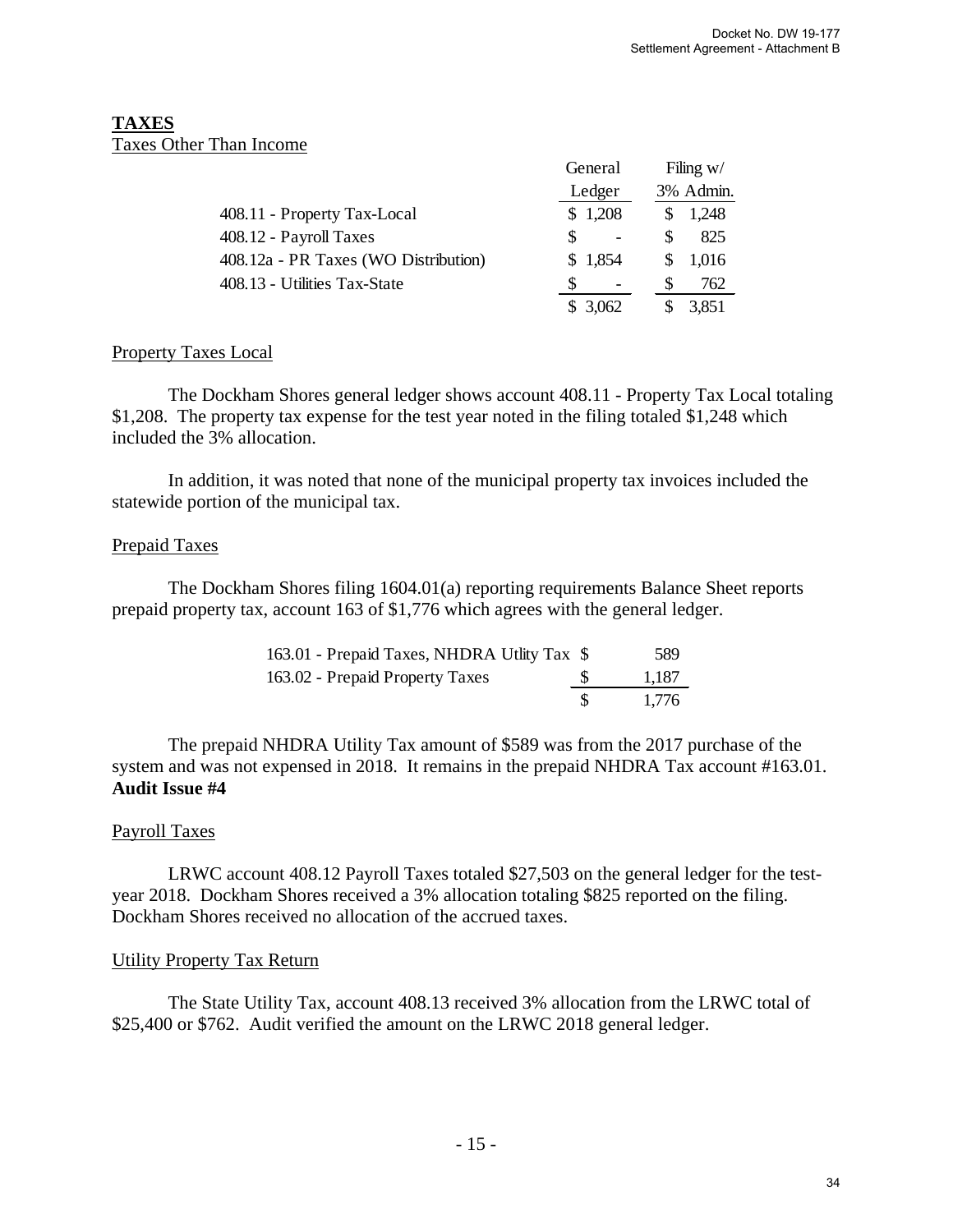**TAXES**

Taxes Other Than Income

| | General Ledger | Filing w/ 3% Admin. |
|---|---|---|
| 408.11 - Property Tax-Local | $ 1,208 | $ 1,248 |
| 408.12 - Payroll Taxes | $ - | $ 825 |
| 408.12a - PR Taxes (WO Distribution) | $ 1,854 | $ 1,016 |
| 408.13 - Utilities Tax-State | $ - | $ 762 |
| | $ 3,062 | $ 3,851 |

Property Taxes Local

The Dockham Shores general ledger shows account 408.11 - Property Tax Local totaling $1,208. The property tax expense for the test year noted in the filing totaled $1,248 which included the 3% allocation.

In addition, it was noted that none of the municipal property tax invoices included the statewide portion of the municipal tax.

Prepaid Taxes

The Dockham Shores filing 1604.01(a) reporting requirements Balance Sheet reports prepaid property tax, account 163 of $1,776 which agrees with the general ledger.

| | |
|---|---|
| 163.01 - Prepaid Taxes, NHDRA Utlity Tax | $ 589 |
| 163.02 - Prepaid Property Taxes | $ 1,187 |
| | $ 1,776 |

The prepaid NHDRA Utility Tax amount of $589 was from the 2017 purchase of the system and was not expensed in 2018. It remains in the prepaid NHDRA Tax account #163.01. **Audit Issue #4**

Payroll Taxes

LRWC account 408.12 Payroll Taxes totaled $27,503 on the general ledger for the test-year 2018. Dockham Shores received a 3% allocation totaling $825 reported on the filing. Dockham Shores received no allocation of the accrued taxes.

Utility Property Tax Return

The State Utility Tax, account 408.13 received 3% allocation from the LRWC total of $25,400 or $762. Audit verified the amount on the LRWC 2018 general ledger.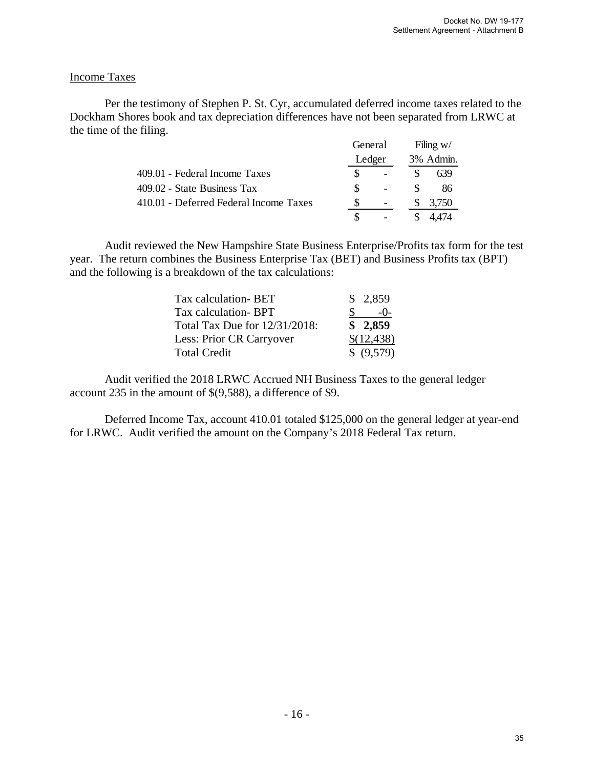Income Taxes

Per the testimony of Stephen P. St. Cyr, accumulated deferred income taxes related to the Dockham Shores book and tax depreciation differences have not been separated from LRWC at the time of the filing.

| | General Ledger | Filing w/ 3% Admin. |
|---|---|---|
| 409.01 - Federal Income Taxes | $ - | $ 639 |
| 409.02 - State Business Tax | $ - | $ 86 |
| 410.01 - Deferred Federal Income Taxes | $ - | $ 3,750 |
| | $ - | $ 4,474 |

Audit reviewed the New Hampshire State Business Enterprise/Profits tax form for the test year. The return combines the Business Enterprise Tax (BET) and Business Profits tax (BPT) and the following is a breakdown of the tax calculations:

| | |
|---|---|
| Tax calculation- BET | $ 2,859 |
| Tax calculation- BPT | $ -0- |
| Total Tax Due for 12/31/2018: | **$ 2,859** |
| Less: Prior CR Carryover | $(12,438) |
| Total Credit | $ (9,579) |

Audit verified the 2018 LRWC Accrued NH Business Taxes to the general ledger account 235 in the amount of $(9,588), a difference of $9.

Deferred Income Tax, account 410.01 totaled $125,000 on the general ledger at year-end for LRWC. Audit verified the amount on the Company's 2018 Federal Tax return.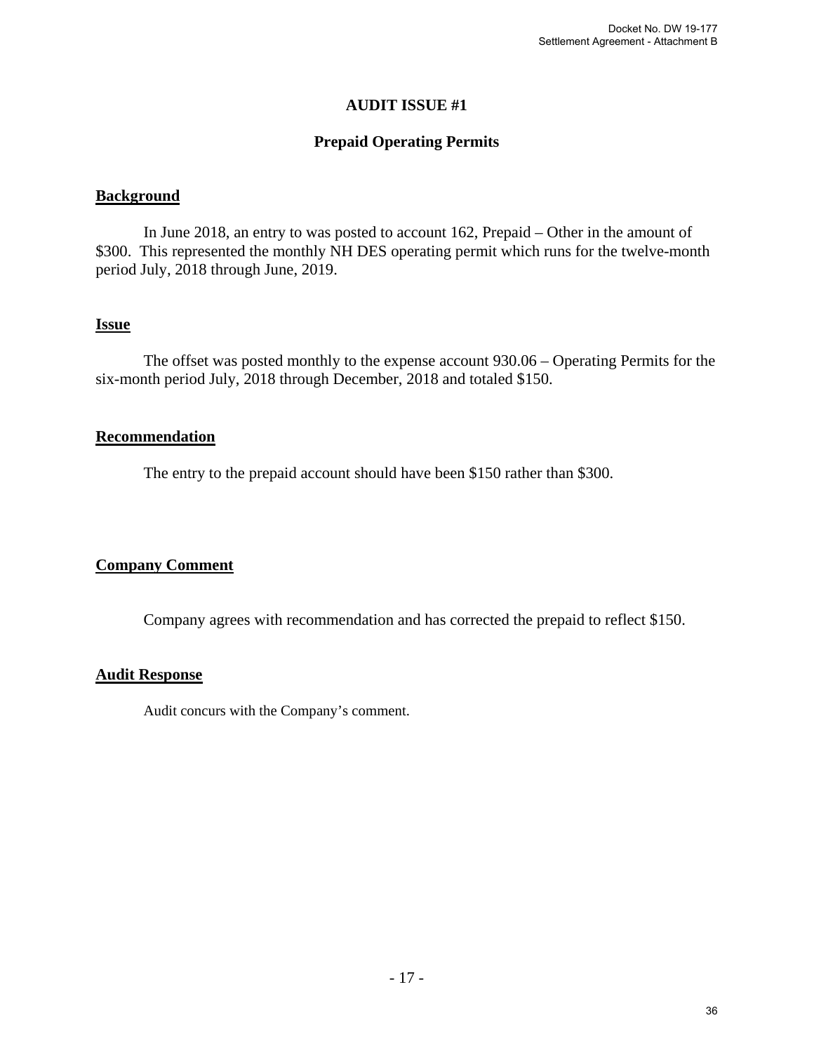## AUDIT ISSUE #1

## Prepaid Operating Permits

**Background**

In June 2018, an entry to was posted to account 162, Prepaid – Other in the amount of $300. This represented the monthly NH DES operating permit which runs for the twelve-month period July, 2018 through June, 2019.

**Issue**

The offset was posted monthly to the expense account 930.06 – Operating Permits for the six-month period July, 2018 through December, 2018 and totaled $150.

**Recommendation**

The entry to the prepaid account should have been $150 rather than $300.

**Company Comment**

Company agrees with recommendation and has corrected the prepaid to reflect $150.

**Audit Response**

Audit concurs with the Company's comment.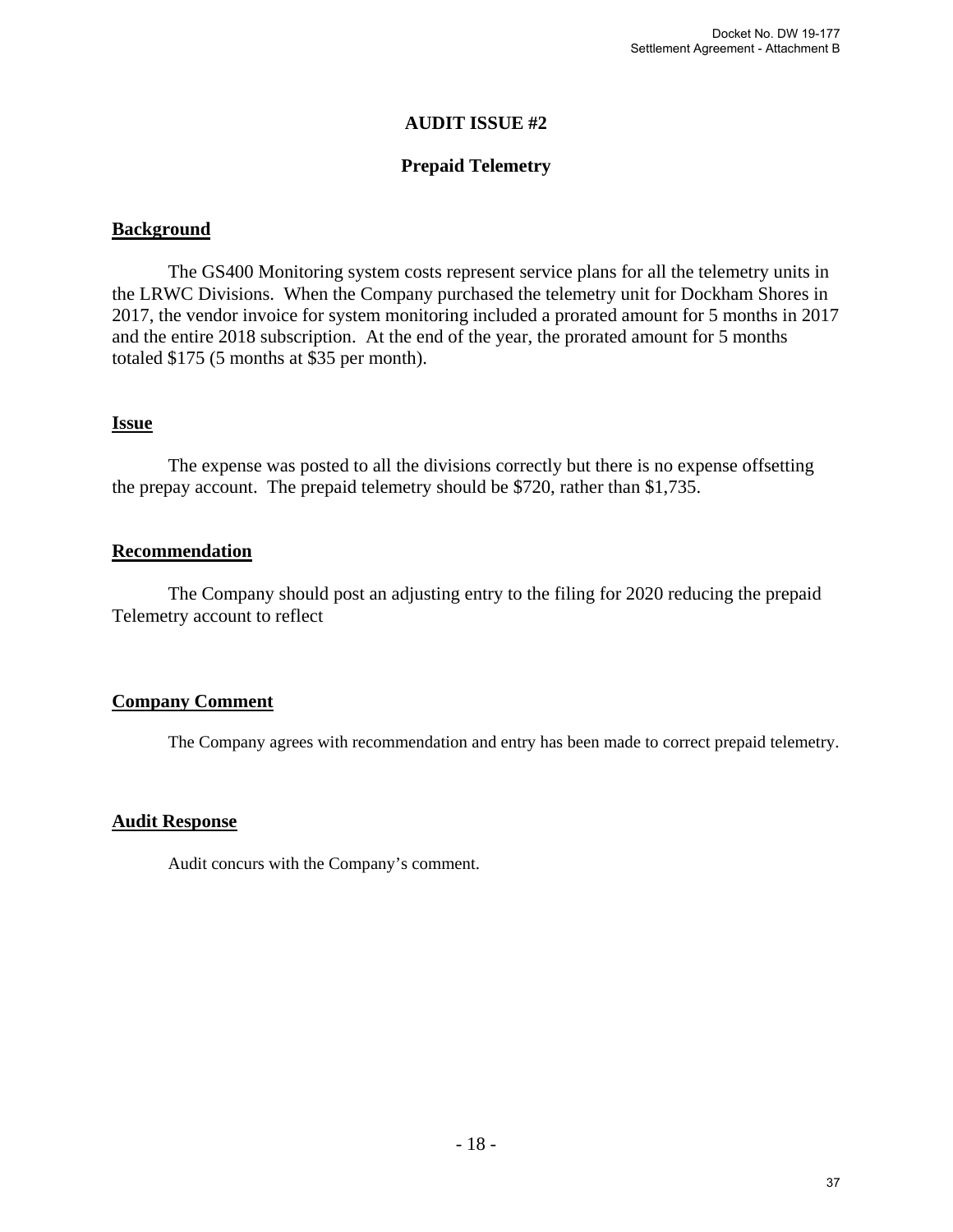## AUDIT ISSUE #2

### Prepaid Telemetry

**Background**

The GS400 Monitoring system costs represent service plans for all the telemetry units in the LRWC Divisions. When the Company purchased the telemetry unit for Dockham Shores in 2017, the vendor invoice for system monitoring included a prorated amount for 5 months in 2017 and the entire 2018 subscription. At the end of the year, the prorated amount for 5 months totaled $175 (5 months at $35 per month).

**Issue**

The expense was posted to all the divisions correctly but there is no expense offsetting the prepay account. The prepaid telemetry should be $720, rather than $1,735.

**Recommendation**

The Company should post an adjusting entry to the filing for 2020 reducing the prepaid Telemetry account to reflect

**Company Comment**

The Company agrees with recommendation and entry has been made to correct prepaid telemetry.

**Audit Response**

Audit concurs with the Company's comment.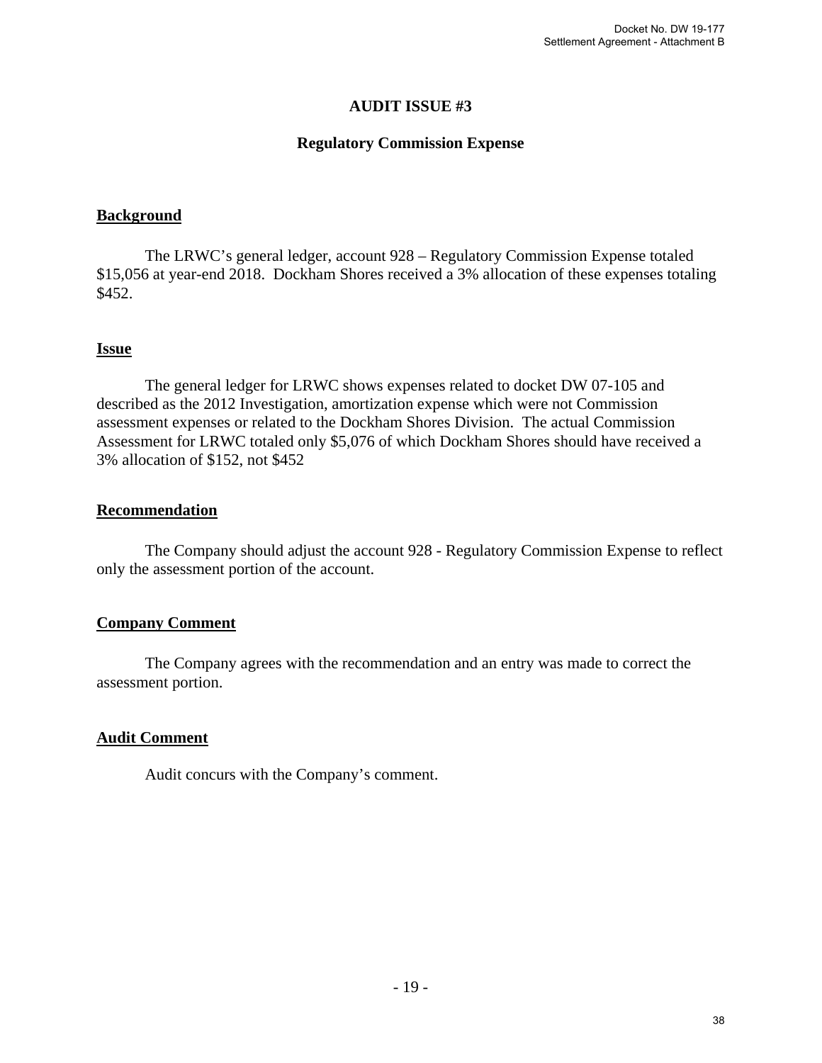# AUDIT ISSUE #3

## Regulatory Commission Expense

### Background

The LRWC's general ledger, account 928 – Regulatory Commission Expense totaled \$15,056 at year-end 2018. Dockham Shores received a 3% allocation of these expenses totaling \$452.

### Issue

The general ledger for LRWC shows expenses related to docket DW 07-105 and described as the 2012 Investigation, amortization expense which were not Commission assessment expenses or related to the Dockham Shores Division. The actual Commission Assessment for LRWC totaled only \$5,076 of which Dockham Shores should have received a 3% allocation of \$152, not \$452

### Recommendation

The Company should adjust the account 928 - Regulatory Commission Expense to reflect only the assessment portion of the account.

### Company Comment

The Company agrees with the recommendation and an entry was made to correct the assessment portion.

### Audit Comment

Audit concurs with the Company's comment.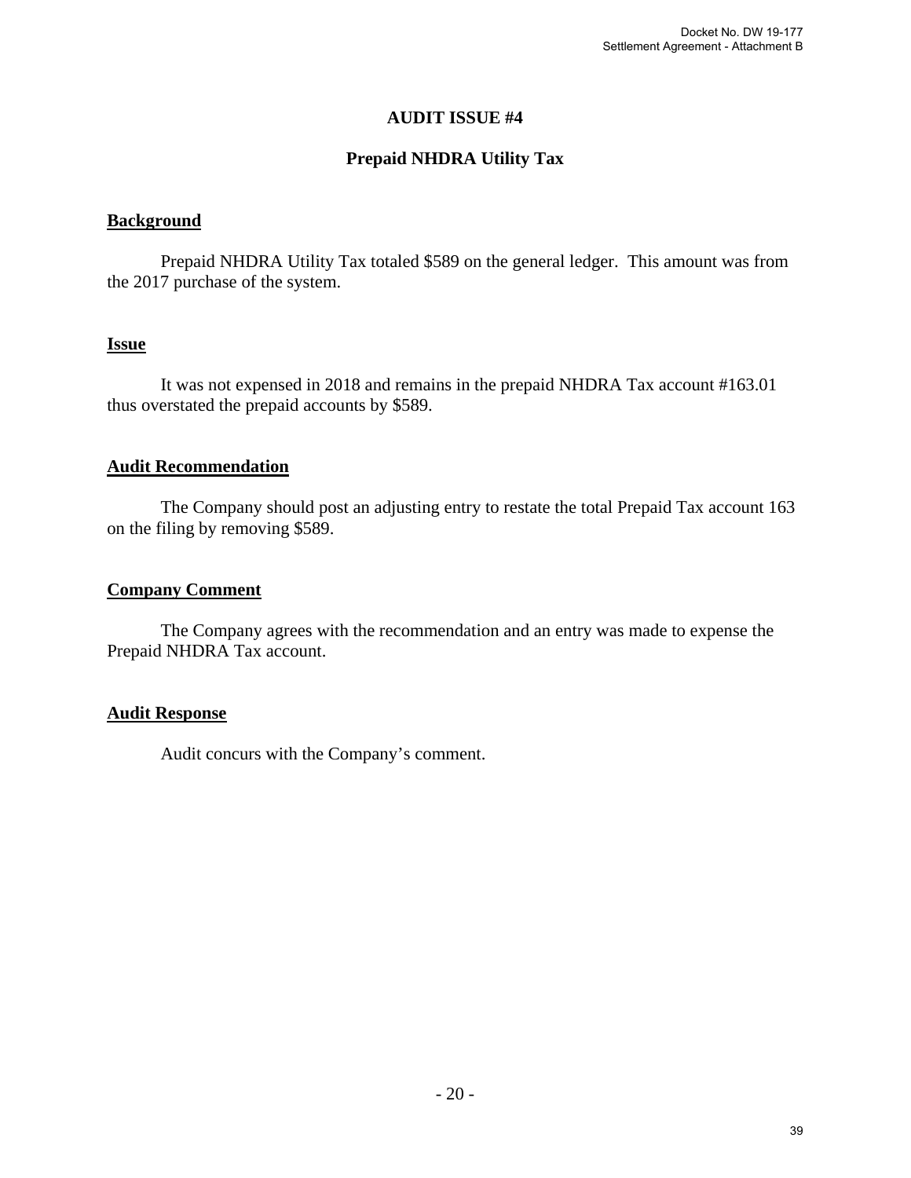# AUDIT ISSUE #4

## Prepaid NHDRA Utility Tax

**Background**

Prepaid NHDRA Utility Tax totaled $589 on the general ledger. This amount was from the 2017 purchase of the system.

**Issue**

It was not expensed in 2018 and remains in the prepaid NHDRA Tax account #163.01 thus overstated the prepaid accounts by $589.

**Audit Recommendation**

The Company should post an adjusting entry to restate the total Prepaid Tax account 163 on the filing by removing $589.

**Company Comment**

The Company agrees with the recommendation and an entry was made to expense the Prepaid NHDRA Tax account.

**Audit Response**

Audit concurs with the Company's comment.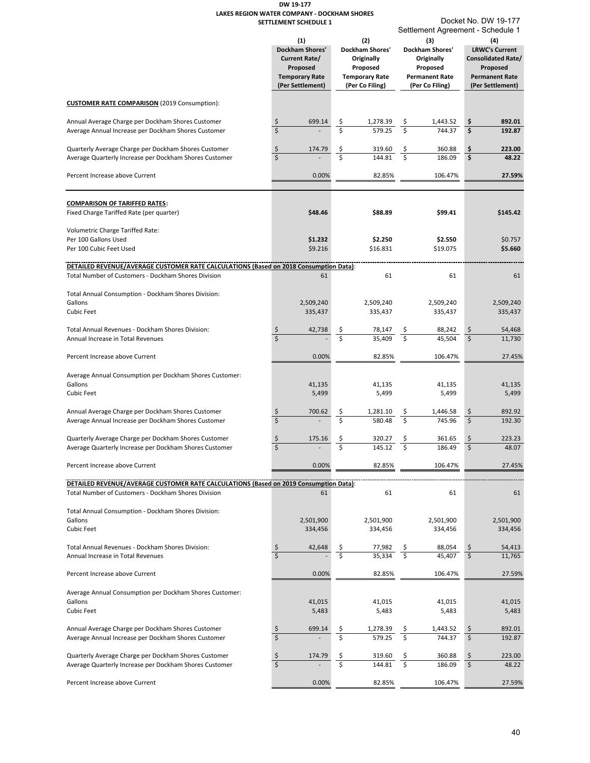DW 19-177
LAKES REGION WATER COMPANY - DOCKHAM SHORES
SETTLEMENT SCHEDULE 1

Docket No. DW 19-177
Settlement Agreement - Schedule 1

| | (1) Dockham Shores' Current Rate/ Proposed Temporary Rate (Per Settlement) | (2) Dockham Shores' Originally Proposed Temporary Rate (Per Co Filing) | (3) Dockham Shores' Originally Proposed Permanent Rate (Per Co Filing) | (4) LRWC's Current Consolidated Rate/ Proposed Permanent Rate (Per Settlement) |
|---|---|---|---|---|
| **CUSTOMER RATE COMPARISON** (2019 Consumption): | | | | |
| Annual Average Charge per Dockham Shores Customer | $ 699.14 | $ 1,278.39 | $ 1,443.52 | **$ 892.01** |
| Average Annual Increase per Dockham Shores Customer | $ - | $ 579.25 | $ 744.37 | **$ 192.87** |
| Quarterly Average Charge per Dockham Shores Customer | $ 174.79 | $ 319.60 | $ 360.88 | **$ 223.00** |
| Average Quarterly Increase per Dockham Shores Customer | $ - | $ 144.81 | $ 186.09 | **$ 48.22** |
| Percent Increase above Current | 0.00% | 82.85% | 106.47% | **27.59%** |
| **COMPARISON OF TARIFFED RATES:** | | | | |
| Fixed Charge Tariffed Rate (per quarter) | **$48.46** | **$88.89** | **$99.41** | **$145.42** |
| Volumetric Charge Tariffed Rate: | | | | |
| Per 100 Gallons Used | **$1.232** | **$2.250** | **$2.550** | $0.757 |
| Per 100 Cubic Feet Used | $9.216 | $16.831 | $19.075 | **$5.660** |
| **DETAILED REVENUE/AVERAGE CUSTOMER RATE CALCULATIONS (Based on 2018 Consumption Data)**: | | | | |
| Total Number of Customers - Dockham Shores Division | 61 | 61 | 61 | 61 |
| Total Annual Consumption - Dockham Shores Division: | | | | |
| Gallons | 2,509,240 | 2,509,240 | 2,509,240 | 2,509,240 |
| Cubic Feet | 335,437 | 335,437 | 335,437 | 335,437 |
| Total Annual Revenues - Dockham Shores Division: | $ 42,738 | $ 78,147 | $ 88,242 | $ 54,468 |
| Annual Increase in Total Revenues | $ - | $ 35,409 | $ 45,504 | $ 11,730 |
| Percent Increase above Current | 0.00% | 82.85% | 106.47% | 27.45% |
| Average Annual Consumption per Dockham Shores Customer: | | | | |
| Gallons | 41,135 | 41,135 | 41,135 | 41,135 |
| Cubic Feet | 5,499 | 5,499 | 5,499 | 5,499 |
| Annual Average Charge per Dockham Shores Customer | $ 700.62 | $ 1,281.10 | $ 1,446.58 | $ 892.92 |
| Average Annual Increase per Dockham Shores Customer | $ - | $ 580.48 | $ 745.96 | $ 192.30 |
| Quarterly Average Charge per Dockham Shores Customer | $ 175.16 | $ 320.27 | $ 361.65 | $ 223.23 |
| Average Quarterly Increase per Dockham Shores Customer | $ - | $ 145.12 | $ 186.49 | $ 48.07 |
| Percent Increase above Current | 0.00% | 82.85% | 106.47% | 27.45% |
| **DETAILED REVENUE/AVERAGE CUSTOMER RATE CALCULATIONS (Based on 2019 Consumption Data)**: | | | | |
| Total Number of Customers - Dockham Shores Division | 61 | 61 | 61 | 61 |
| Total Annual Consumption - Dockham Shores Division: | | | | |
| Gallons | 2,501,900 | 2,501,900 | 2,501,900 | 2,501,900 |
| Cubic Feet | 334,456 | 334,456 | 334,456 | 334,456 |
| Total Annual Revenues - Dockham Shores Division: | $ 42,648 | $ 77,982 | $ 88,054 | $ 54,413 |
| Annual Increase in Total Revenues | $ - | $ 35,334 | $ 45,407 | $ 11,765 |
| Percent Increase above Current | 0.00% | 82.85% | 106.47% | 27.59% |
| Average Annual Consumption per Dockham Shores Customer: | | | | |
| Gallons | 41,015 | 41,015 | 41,015 | 41,015 |
| Cubic Feet | 5,483 | 5,483 | 5,483 | 5,483 |
| Annual Average Charge per Dockham Shores Customer | $ 699.14 | $ 1,278.39 | $ 1,443.52 | $ 892.01 |
| Average Annual Increase per Dockham Shores Customer | $ - | $ 579.25 | $ 744.37 | $ 192.87 |
| Quarterly Average Charge per Dockham Shores Customer | $ 174.79 | $ 319.60 | $ 360.88 | $ 223.00 |
| Average Quarterly Increase per Dockham Shores Customer | $ - | $ 144.81 | $ 186.09 | $ 48.22 |
| Percent Increase above Current | 0.00% | 82.85% | 106.47% | 27.59% |